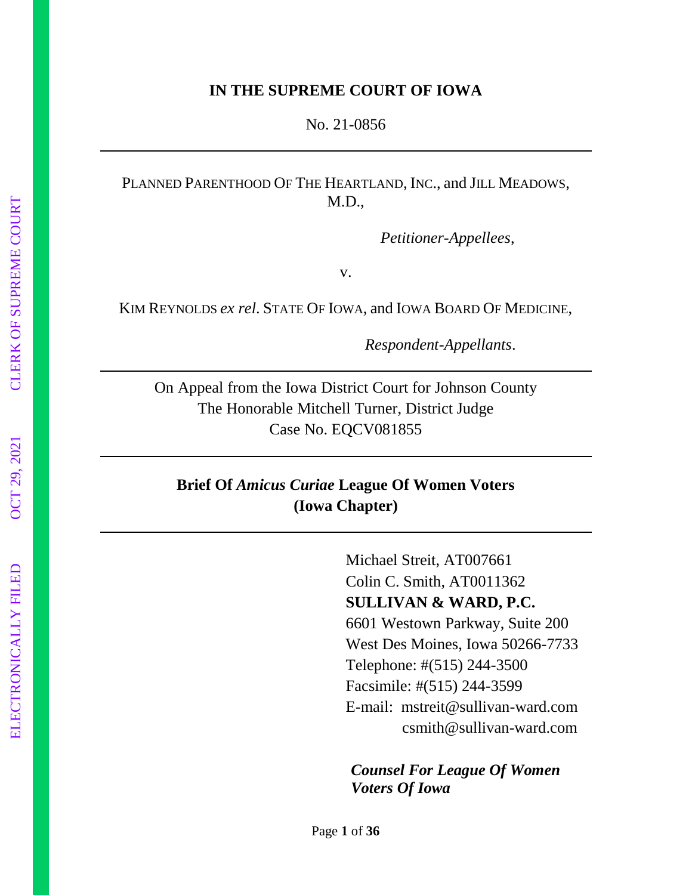**IN THE SUPREME COURT OF IOWA**

No. 21-0856

---

PLANNED PARENTHOOD OF THE HEARTLAND, INC., and JILL MEADOWS, M.D.,

*Petitioner-Appellees*,

v.

KIM REYNOLDS *ex rel*. STATE OF IOWA, and IOWA BOARD OF MEDICINE,

*Respondent-Appellants*.

---

On Appeal from the Iowa District Court for Johnson County
The Honorable Mitchell Turner, District Judge
Case No. EQCV081855

---

**Brief Of *Amicus Curiae* League Of Women Voters (Iowa Chapter)**

---

Michael Streit, AT007661
Colin C. Smith, AT0011362
**SULLIVAN & WARD, P.C.**
6601 Westown Parkway, Suite 200
West Des Moines, Iowa 50266-7733
Telephone: #(515) 244-3500
Facsimile: #(515) 244-3599
E-mail: mstreit@sullivan-ward.com
csmith@sullivan-ward.com

***Counsel For League Of Women Voters Of Iowa***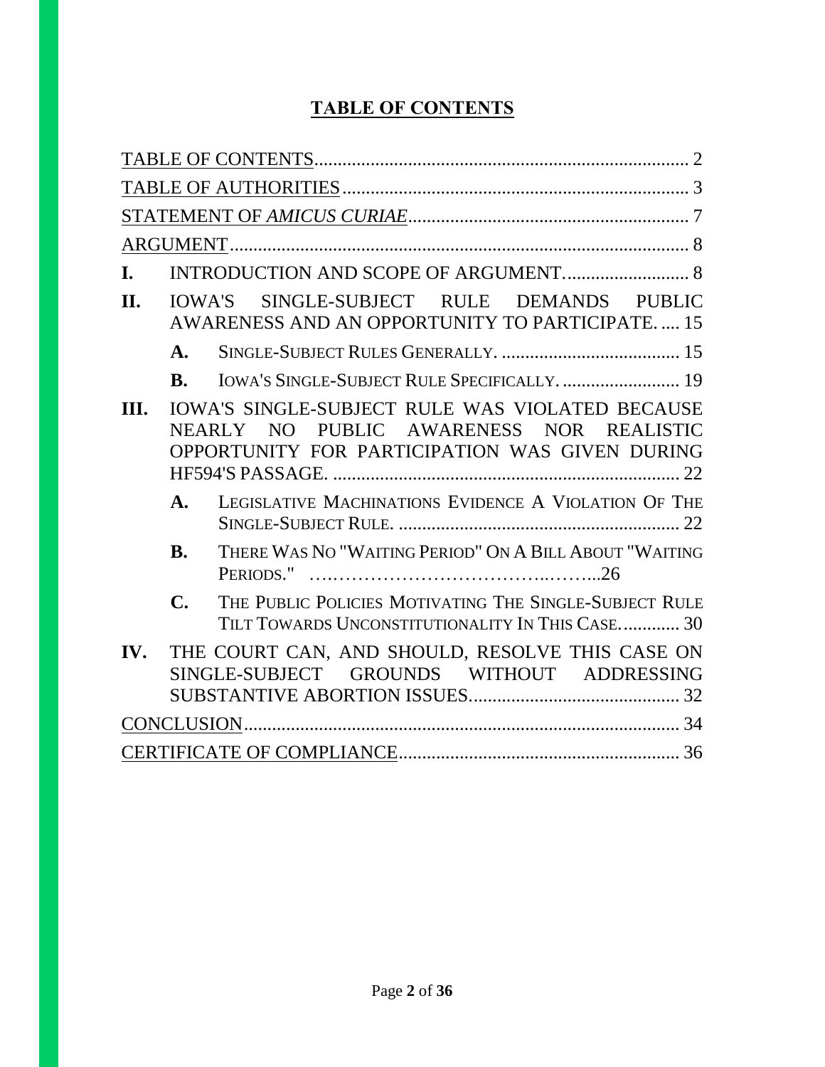# TABLE OF CONTENTS

TABLE OF CONTENTS ........................................................................ 2

TABLE OF AUTHORITIES ................................................................ 3

STATEMENT OF *AMICUS CURIAE* ..................................................... 7

ARGUMENT ........................................................................................ 8

**I.** INTRODUCTION AND SCOPE OF ARGUMENT. .......................... 8

**II.** IOWA'S SINGLE-SUBJECT RULE DEMANDS PUBLIC AWARENESS AND AN OPPORTUNITY TO PARTICIPATE. .... 15

- **A.** SINGLE-SUBJECT RULES GENERALLY. ...................................... 15
- **B.** IOWA'S SINGLE-SUBJECT RULE SPECIFICALLY. ......................... 19

**III.** IOWA'S SINGLE-SUBJECT RULE WAS VIOLATED BECAUSE NEARLY NO PUBLIC AWARENESS NOR REALISTIC OPPORTUNITY FOR PARTICIPATION WAS GIVEN DURING HF594'S PASSAGE. .......................................................................... 22

- **A.** LEGISLATIVE MACHINATIONS EVIDENCE A VIOLATION OF THE SINGLE-SUBJECT RULE. ............................................................ 22
- **B.** THERE WAS NO "WAITING PERIOD" ON A BILL ABOUT "WAITING PERIODS." …..…………………………..……...26
- **C.** THE PUBLIC POLICIES MOTIVATING THE SINGLE-SUBJECT RULE TILT TOWARDS UNCONSTITUTIONALITY IN THIS CASE. ............ 30

**IV.** THE COURT CAN, AND SHOULD, RESOLVE THIS CASE ON SINGLE-SUBJECT GROUNDS WITHOUT ADDRESSING SUBSTANTIVE ABORTION ISSUES. ............................................ 32

CONCLUSION ..................................................................................... 34

CERTIFICATE OF COMPLIANCE ........................................................... 36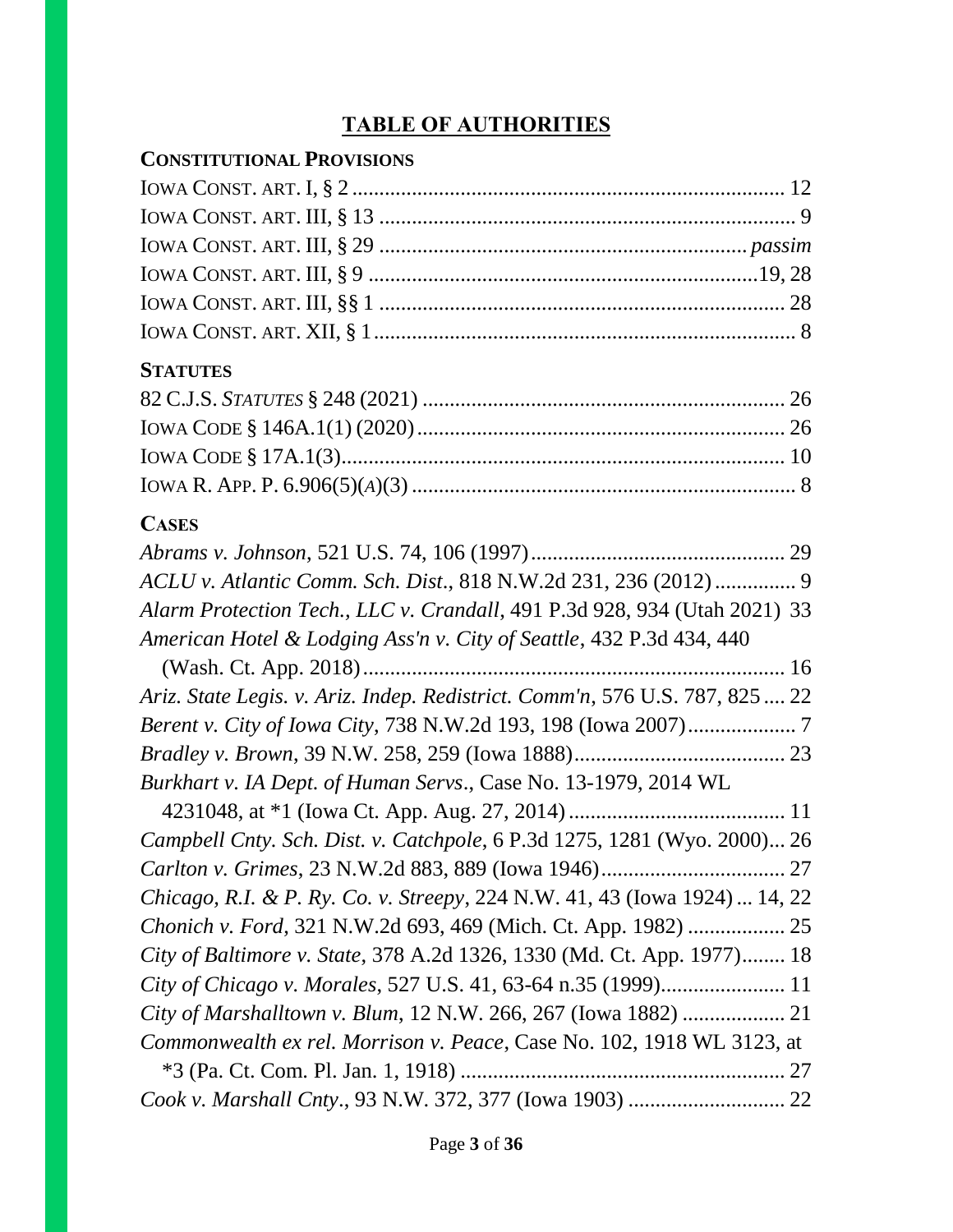# TABLE OF AUTHORITIES

## CONSTITUTIONAL PROVISIONS

IOWA CONST. ART. I, § 2 ................................................................................ 12
IOWA CONST. ART. III, § 13 ............................................................................ 9
IOWA CONST. ART. III, § 29 ................................................................... *passim*
IOWA CONST. ART. III, § 9 .........................................................................19, 28
IOWA CONST. ART. III, §§ 1 ........................................................................... 28
IOWA CONST. ART. XII, § 1 ............................................................................. 8

## STATUTES

82 C.J.S. *STATUTES* § 248 (2021) ................................................................... 26
IOWA CODE § 146A.1(1) (2020) .................................................................... 26
IOWA CODE § 17A.1(3)................................................................................. 10
IOWA R. APP. P. 6.906(5)(*A*)(3) ...................................................................... 8

## CASES

*Abrams v. Johnson*, 521 U.S. 74, 106 (1997).............................................. 29
*ACLU v. Atlantic Comm. Sch. Dist*., 818 N.W.2d 231, 236 (2012) ............... 9
*Alarm Protection Tech., LLC v. Crandall*, 491 P.3d 928, 934 (Utah 2021) 33
*American Hotel & Lodging Ass'n v. City of Seattle*, 432 P.3d 434, 440 (Wash. Ct. App. 2018)............................................................................ 16
*Ariz. State Legis. v. Ariz. Indep. Redistrict. Comm'n*, 576 U.S. 787, 825 .... 22
*Berent v. City of Iowa City*, 738 N.W.2d 193, 198 (Iowa 2007).................... 7
*Bradley v. Brown*, 39 N.W. 258, 259 (Iowa 1888)....................................... 23
*Burkhart v. IA Dept. of Human Servs*., Case No. 13-1979, 2014 WL 4231048, at *1 (Iowa Ct. App. Aug. 27, 2014)........................................ 11
*Campbell Cnty. Sch. Dist. v. Catchpole*, 6 P.3d 1275, 1281 (Wyo. 2000)... 26
*Carlton v. Grimes*, 23 N.W.2d 883, 889 (Iowa 1946).................................. 27
*Chicago, R.I. & P. Ry. Co. v. Streepy*, 224 N.W. 41, 43 (Iowa 1924) ... 14, 22
*Chonich v. Ford*, 321 N.W.2d 693, 469 (Mich. Ct. App. 1982) .................. 25
*City of Baltimore v. State*, 378 A.2d 1326, 1330 (Md. Ct. App. 1977)........ 18
*City of Chicago v. Morales*, 527 U.S. 41, 63-64 n.35 (1999)....................... 11
*City of Marshalltown v. Blum*, 12 N.W. 266, 267 (Iowa 1882) ................... 21
*Commonwealth ex rel. Morrison v. Peace*, Case No. 102, 1918 WL 3123, at *3 (Pa. Ct. Com. Pl. Jan. 1, 1918) ........................................................... 27
*Cook v. Marshall Cnty*., 93 N.W. 372, 377 (Iowa 1903) ............................. 22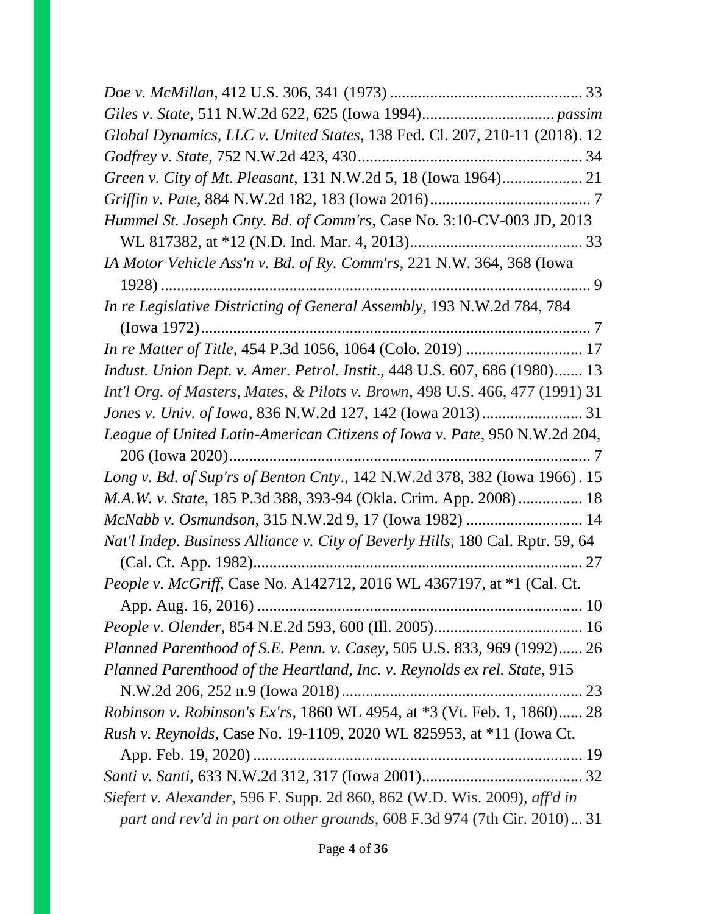*Doe v. McMillan*, 412 U.S. 306, 341 (1973) ................................................ 33

*Giles v. State*, 511 N.W.2d 622, 625 (Iowa 1994)................................. *passim*

*Global Dynamics, LLC v. United States*, 138 Fed. Cl. 207, 210-11 (2018). 12

*Godfrey v. State*, 752 N.W.2d 423, 430........................................................ 34

*Green v. City of Mt. Pleasant*, 131 N.W.2d 5, 18 (Iowa 1964).................... 21

*Griffin v. Pate*, 884 N.W.2d 182, 183 (Iowa 2016)........................................ 7

*Hummel St. Joseph Cnty. Bd. of Comm'rs*, Case No. 3:10-CV-003 JD, 2013 WL 817382, at *12 (N.D. Ind. Mar. 4, 2013)........................................... 33

*IA Motor Vehicle Ass'n v. Bd. of Ry. Comm'rs*, 221 N.W. 364, 368 (Iowa 1928) .......................................................................................................... 9

*In re Legislative Districting of General Assembly*, 193 N.W.2d 784, 784 (Iowa 1972)................................................................................................. 7

*In re Matter of Title*, 454 P.3d 1056, 1064 (Colo. 2019) ............................ 17

*Indust. Union Dept. v. Amer. Petrol. Instit*., 448 U.S. 607, 686 (1980)....... 13

*Int'l Org. of Masters, Mates, & Pilots v. Brown*, 498 U.S. 466, 477 (1991) 31

*Jones v. Univ. of Iowa*, 836 N.W.2d 127, 142 (Iowa 2013)......................... 31

*League of United Latin-American Citizens of Iowa v. Pate*, 950 N.W.2d 204, 206 (Iowa 2020).......................................................................................... 7

*Long v. Bd. of Sup'rs of Benton Cnty*., 142 N.W.2d 378, 382 (Iowa 1966) . 15

*M.A.W. v. State*, 185 P.3d 388, 393-94 (Okla. Crim. App. 2008)................ 18

*McNabb v. Osmundson*, 315 N.W.2d 9, 17 (Iowa 1982) ............................ 14

*Nat'l Indep. Business Alliance v. City of Beverly Hills*, 180 Cal. Rptr. 59, 64 (Cal. Ct. App. 1982)................................................................................... 27

*People v. McGriff*, Case No. A142712, 2016 WL 4367197, at *1 (Cal. Ct. App. Aug. 16, 2016) ................................................................................ 10

*People v. Olender*, 854 N.E.2d 593, 600 (Ill. 2005)..................................... 16

*Planned Parenthood of S.E. Penn. v. Casey*, 505 U.S. 833, 969 (1992)...... 26

*Planned Parenthood of the Heartland, Inc. v. Reynolds ex rel. State*, 915 N.W.2d 206, 252 n.9 (Iowa 2018)........................................................... 23

*Robinson v. Robinson's Ex'rs*, 1860 WL 4954, at *3 (Vt. Feb. 1, 1860)...... 28

*Rush v. Reynolds*, Case No. 19-1109, 2020 WL 825953, at *11 (Iowa Ct. App. Feb. 19, 2020) ................................................................................... 19

*Santi v. Santi*, 633 N.W.2d 312, 317 (Iowa 2001)........................................ 32

*Siefert v. Alexander*, 596 F. Supp. 2d 860, 862 (W.D. Wis. 2009), *aff'd in part and rev'd in part on other grounds*, 608 F.3d 974 (7th Cir. 2010)... 31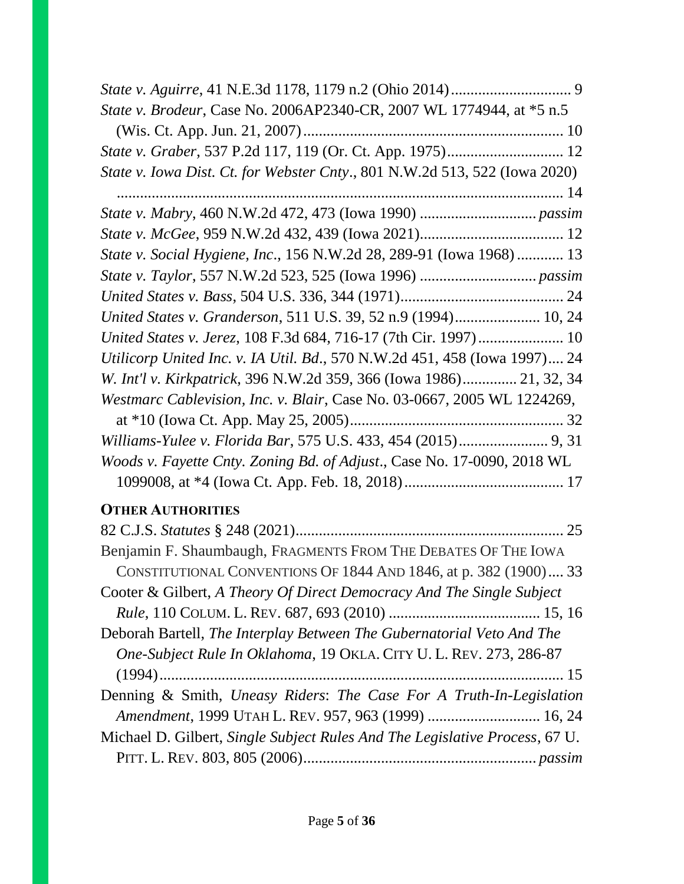*State v. Aguirre*, 41 N.E.3d 1178, 1179 n.2 (Ohio 2014)............................... 9

*State v. Brodeur*, Case No. 2006AP2340-CR, 2007 WL 1774944, at *5 n.5 (Wis. Ct. App. Jun. 21, 2007)................................................................... 10

*State v. Graber*, 537 P.2d 117, 119 (Or. Ct. App. 1975).............................. 12

*State v. Iowa Dist. Ct. for Webster Cnty*., 801 N.W.2d 513, 522 (Iowa 2020) .................................................................................................... 14

*State v. Mabry*, 460 N.W.2d 472, 473 (Iowa 1990) ............................. *passim*

*State v. McGee*, 959 N.W.2d 432, 439 (Iowa 2021)..................................... 12

*State v. Social Hygiene, Inc*., 156 N.W.2d 28, 289-91 (Iowa 1968) ............ 13

*State v. Taylor*, 557 N.W.2d 523, 525 (Iowa 1996) .............................. *passim*

*United States v. Bass*, 504 U.S. 336, 344 (1971)........................................... 24

*United States v. Granderson*, 511 U.S. 39, 52 n.9 (1994)...................... 10, 24

*United States v. Jerez*, 108 F.3d 684, 716-17 (7th Cir. 1997)...................... 10

*Utilicorp United Inc. v. IA Util. Bd*., 570 N.W.2d 451, 458 (Iowa 1997).... 24

*W. Int'l v. Kirkpatrick*, 396 N.W.2d 359, 366 (Iowa 1986)............. 21, 32, 34

*Westmarc Cablevision, Inc. v. Blair*, Case No. 03-0667, 2005 WL 1224269, at *10 (Iowa Ct. App. May 25, 2005)....................................................... 32

*Williams-Yulee v. Florida Bar*, 575 U.S. 433, 454 (2015)....................... 9, 31

*Woods v. Fayette Cnty. Zoning Bd. of Adjust*., Case No. 17-0090, 2018 WL 1099008, at *4 (Iowa Ct. App. Feb. 18, 2018)......................................... 17

**OTHER AUTHORITIES**

82 C.J.S. *Statutes* § 248 (2021).................................................................... 25

Benjamin F. Shaumbaugh, FRAGMENTS FROM THE DEBATES OF THE IOWA CONSTITUTIONAL CONVENTIONS OF 1844 AND 1846, at p. 382 (1900).... 33

Cooter & Gilbert, *A Theory Of Direct Democracy And The Single Subject Rule*, 110 COLUM. L. REV. 687, 693 (2010) ...................................... 15, 16

Deborah Bartell, *The Interplay Between The Gubernatorial Veto And The One-Subject Rule In Oklahoma*, 19 OKLA. CITY U. L. REV. 273, 286-87 (1994)....................................................................................................... 15

Denning & Smith, *Uneasy Riders*: *The Case For A Truth-In-Legislation Amendment*, 1999 UTAH L. REV. 957, 963 (1999) ............................ 16, 24

Michael D. Gilbert, *Single Subject Rules And The Legislative Process*, 67 U. PITT. L. REV. 803, 805 (2006)........................................................... *passim*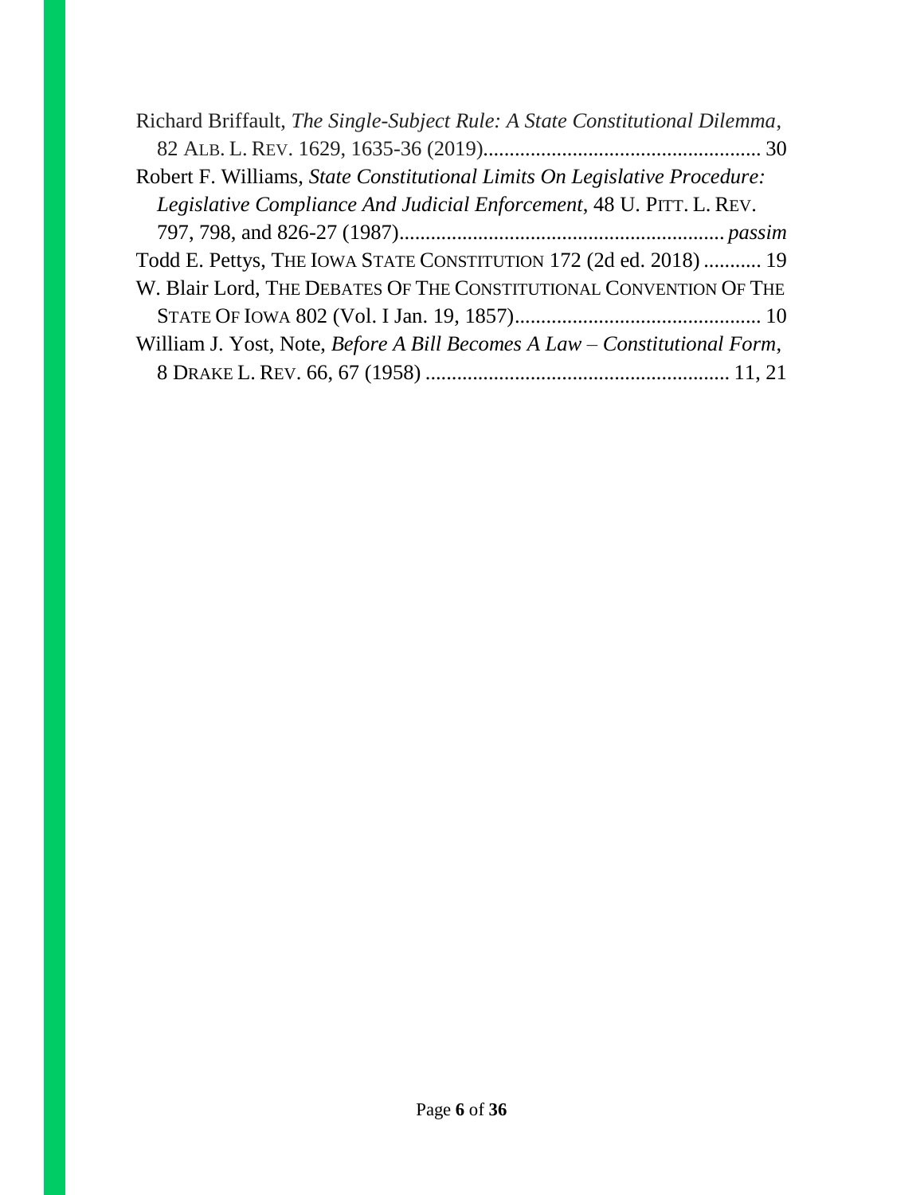Richard Briffault, *The Single-Subject Rule: A State Constitutional Dilemma*, 82 ALB. L. REV. 1629, 1635-36 (2019)..................................................... 30

Robert F. Williams, *State Constitutional Limits On Legislative Procedure: Legislative Compliance And Judicial Enforcement*, 48 U. PITT. L. REV. 797, 798, and 826-27 (1987)............................................................. *passim*

Todd E. Pettys, THE IOWA STATE CONSTITUTION 172 (2d ed. 2018) ........... 19

W. Blair Lord, THE DEBATES OF THE CONSTITUTIONAL CONVENTION OF THE STATE OF IOWA 802 (Vol. I Jan. 19, 1857)............................................... 10

William J. Yost, Note, *Before A Bill Becomes A Law – Constitutional Form*, 8 DRAKE L. REV. 66, 67 (1958) .......................................................... 11, 21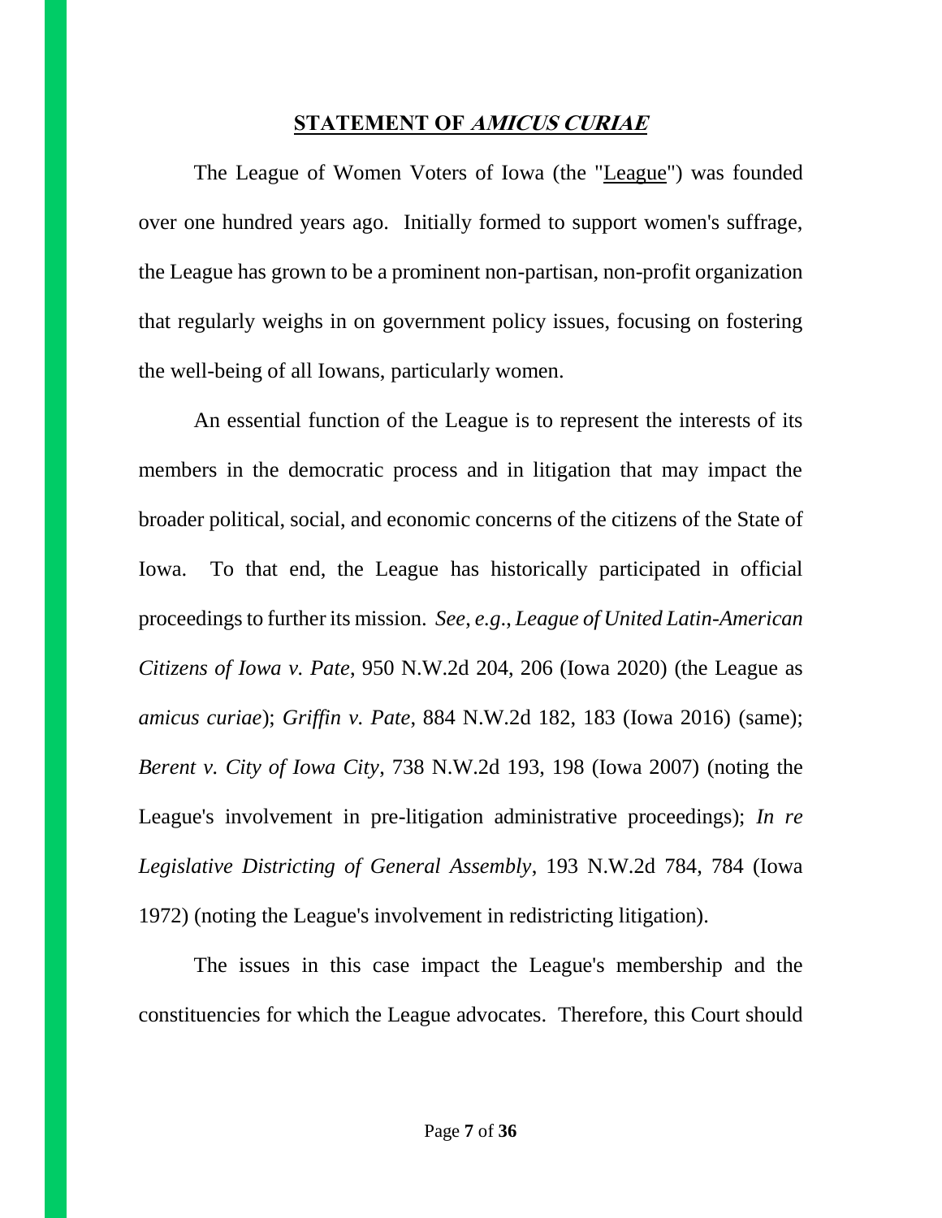## STATEMENT OF *AMICUS CURIAE*

The League of Women Voters of Iowa (the "League") was founded over one hundred years ago. Initially formed to support women's suffrage, the League has grown to be a prominent non-partisan, non-profit organization that regularly weighs in on government policy issues, focusing on fostering the well-being of all Iowans, particularly women.

An essential function of the League is to represent the interests of its members in the democratic process and in litigation that may impact the broader political, social, and economic concerns of the citizens of the State of Iowa. To that end, the League has historically participated in official proceedings to further its mission. *See, e.g., League of United Latin-American Citizens of Iowa v. Pate*, 950 N.W.2d 204, 206 (Iowa 2020) (the League as *amicus curiae*); *Griffin v. Pate*, 884 N.W.2d 182, 183 (Iowa 2016) (same); *Berent v. City of Iowa City*, 738 N.W.2d 193, 198 (Iowa 2007) (noting the League's involvement in pre-litigation administrative proceedings); *In re Legislative Districting of General Assembly*, 193 N.W.2d 784, 784 (Iowa 1972) (noting the League's involvement in redistricting litigation).

The issues in this case impact the League's membership and the constituencies for which the League advocates. Therefore, this Court should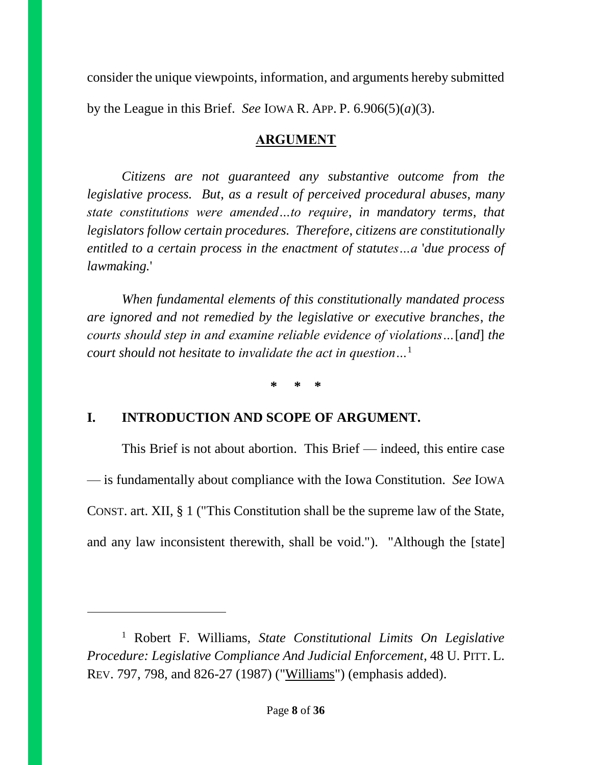consider the unique viewpoints, information, and arguments hereby submitted by the League in this Brief. *See* IOWA R. APP. P. 6.906(5)(*a*)(3).

## ARGUMENT

*Citizens are not guaranteed any substantive outcome from the legislative process. But, as a result of perceived procedural abuses, many state constitutions were amended…to require, in mandatory terms, that legislators follow certain procedures. Therefore, citizens are constitutionally entitled to a certain process in the enactment of statutes…a 'due process of lawmaking.'*

*When fundamental elements of this constitutionally mandated process are ignored and not remedied by the legislative or executive branches, the courts should step in and examine reliable evidence of violations…*[*and*] *the court should not hesitate to invalidate the act in question…*[1]

\* \* \*

## I. INTRODUCTION AND SCOPE OF ARGUMENT.

This Brief is not about abortion. This Brief — indeed, this entire case — is fundamentally about compliance with the Iowa Constitution. *See* IOWA CONST. art. XII, § 1 ("This Constitution shall be the supreme law of the State, and any law inconsistent therewith, shall be void."). "Although the [state]

---

[1] Robert F. Williams, *State Constitutional Limits On Legislative Procedure: Legislative Compliance And Judicial Enforcement*, 48 U. PITT. L. REV. 797, 798, and 826-27 (1987) ("Williams") (emphasis added).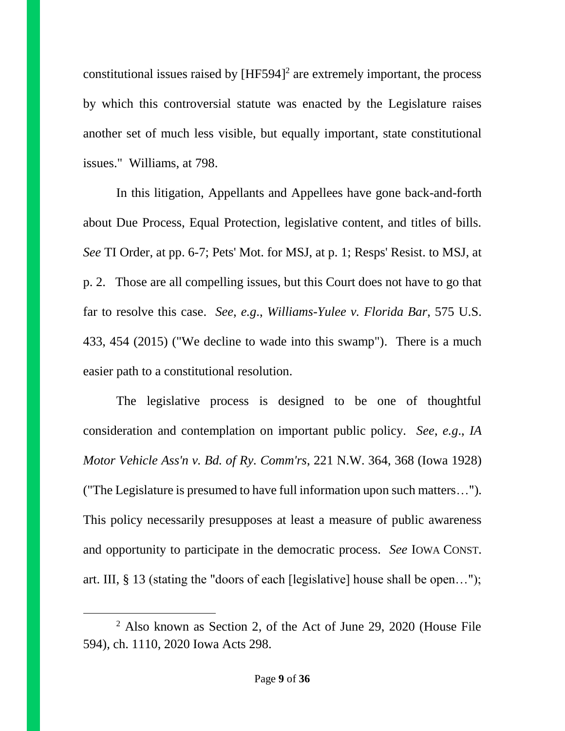constitutional issues raised by [HF594][2] are extremely important, the process by which this controversial statute was enacted by the Legislature raises another set of much less visible, but equally important, state constitutional issues." Williams, at 798.

In this litigation, Appellants and Appellees have gone back-and-forth about Due Process, Equal Protection, legislative content, and titles of bills. *See* TI Order, at pp. 6-7; Pets' Mot. for MSJ, at p. 1; Resps' Resist. to MSJ, at p. 2. Those are all compelling issues, but this Court does not have to go that far to resolve this case. *See*, *e.g.*, *Williams-Yulee v. Florida Bar*, 575 U.S. 433, 454 (2015) ("We decline to wade into this swamp"). There is a much easier path to a constitutional resolution.

The legislative process is designed to be one of thoughtful consideration and contemplation on important public policy. *See*, *e.g.*, *IA Motor Vehicle Ass'n v. Bd. of Ry. Comm'rs*, 221 N.W. 364, 368 (Iowa 1928) ("The Legislature is presumed to have full information upon such matters…"). This policy necessarily presupposes at least a measure of public awareness and opportunity to participate in the democratic process. *See* IOWA CONST. art. III, § 13 (stating the "doors of each [legislative] house shall be open…");

---

[2] Also known as Section 2, of the Act of June 29, 2020 (House File 594), ch. 1110, 2020 Iowa Acts 298.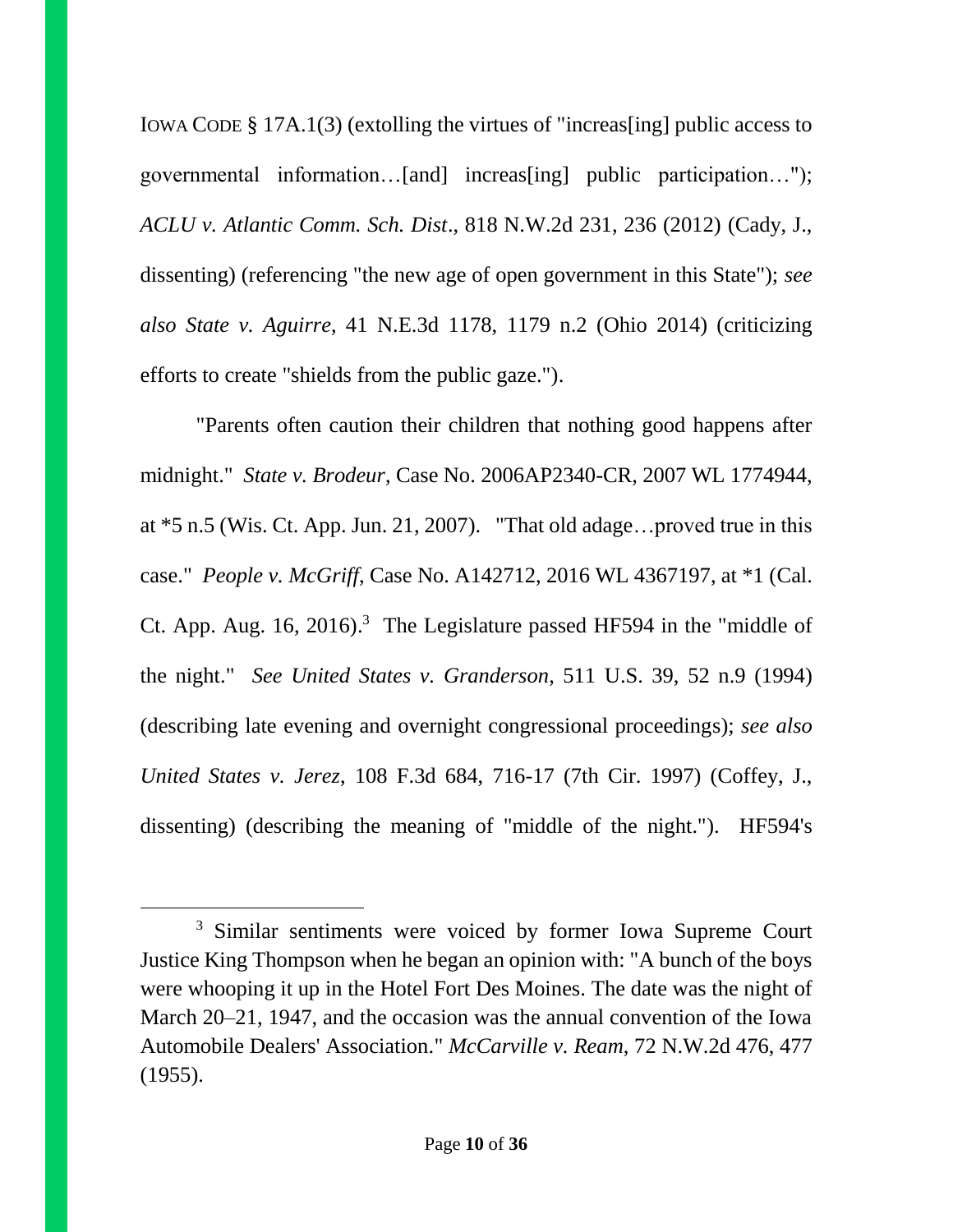IOWA CODE § 17A.1(3) (extolling the virtues of "increas[ing] public access to governmental information…[and] increas[ing] public participation…"); *ACLU v. Atlantic Comm. Sch. Dist*., 818 N.W.2d 231, 236 (2012) (Cady, J., dissenting) (referencing "the new age of open government in this State"); *see also State v. Aguirre*, 41 N.E.3d 1178, 1179 n.2 (Ohio 2014) (criticizing efforts to create "shields from the public gaze.").

"Parents often caution their children that nothing good happens after midnight." *State v. Brodeur*, Case No. 2006AP2340-CR, 2007 WL 1774944, at *5 n.5 (Wis. Ct. App. Jun. 21, 2007). "That old adage…proved true in this case." *People v. McGriff*, Case No. A142712, 2016 WL 4367197, at *1 (Cal. Ct. App. Aug. 16, 2016).[3] The Legislature passed HF594 in the "middle of the night." *See United States v. Granderson*, 511 U.S. 39, 52 n.9 (1994) (describing late evening and overnight congressional proceedings); *see also United States v. Jerez*, 108 F.3d 684, 716-17 (7th Cir. 1997) (Coffey, J., dissenting) (describing the meaning of "middle of the night."). HF594's

---

[3] Similar sentiments were voiced by former Iowa Supreme Court Justice King Thompson when he began an opinion with: "A bunch of the boys were whooping it up in the Hotel Fort Des Moines. The date was the night of March 20–21, 1947, and the occasion was the annual convention of the Iowa Automobile Dealers' Association." *McCarville v. Ream*, 72 N.W.2d 476, 477 (1955).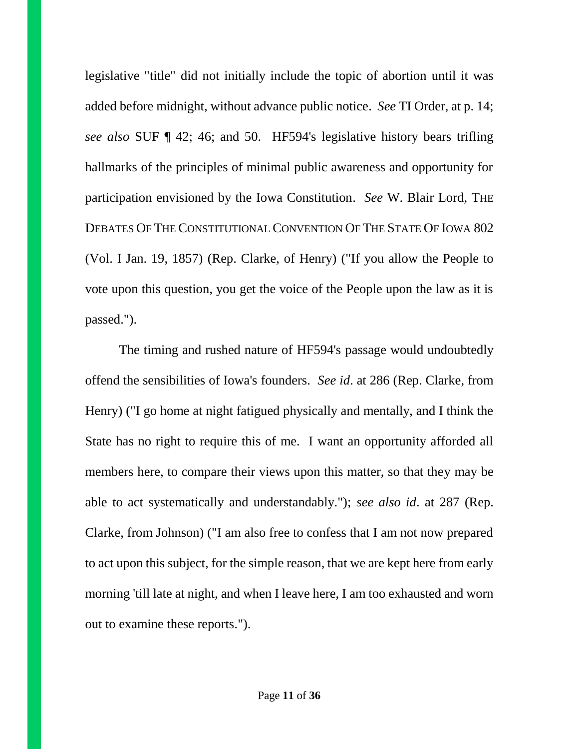legislative "title" did not initially include the topic of abortion until it was added before midnight, without advance public notice. *See* TI Order, at p. 14; *see also* SUF ¶ 42; 46; and 50. HF594's legislative history bears trifling hallmarks of the principles of minimal public awareness and opportunity for participation envisioned by the Iowa Constitution. *See* W. Blair Lord, THE DEBATES OF THE CONSTITUTIONAL CONVENTION OF THE STATE OF IOWA 802 (Vol. I Jan. 19, 1857) (Rep. Clarke, of Henry) ("If you allow the People to vote upon this question, you get the voice of the People upon the law as it is passed.").

The timing and rushed nature of HF594's passage would undoubtedly offend the sensibilities of Iowa's founders. *See id*. at 286 (Rep. Clarke, from Henry) ("I go home at night fatigued physically and mentally, and I think the State has no right to require this of me. I want an opportunity afforded all members here, to compare their views upon this matter, so that they may be able to act systematically and understandably."); *see also id*. at 287 (Rep. Clarke, from Johnson) ("I am also free to confess that I am not now prepared to act upon this subject, for the simple reason, that we are kept here from early morning 'till late at night, and when I leave here, I am too exhausted and worn out to examine these reports.").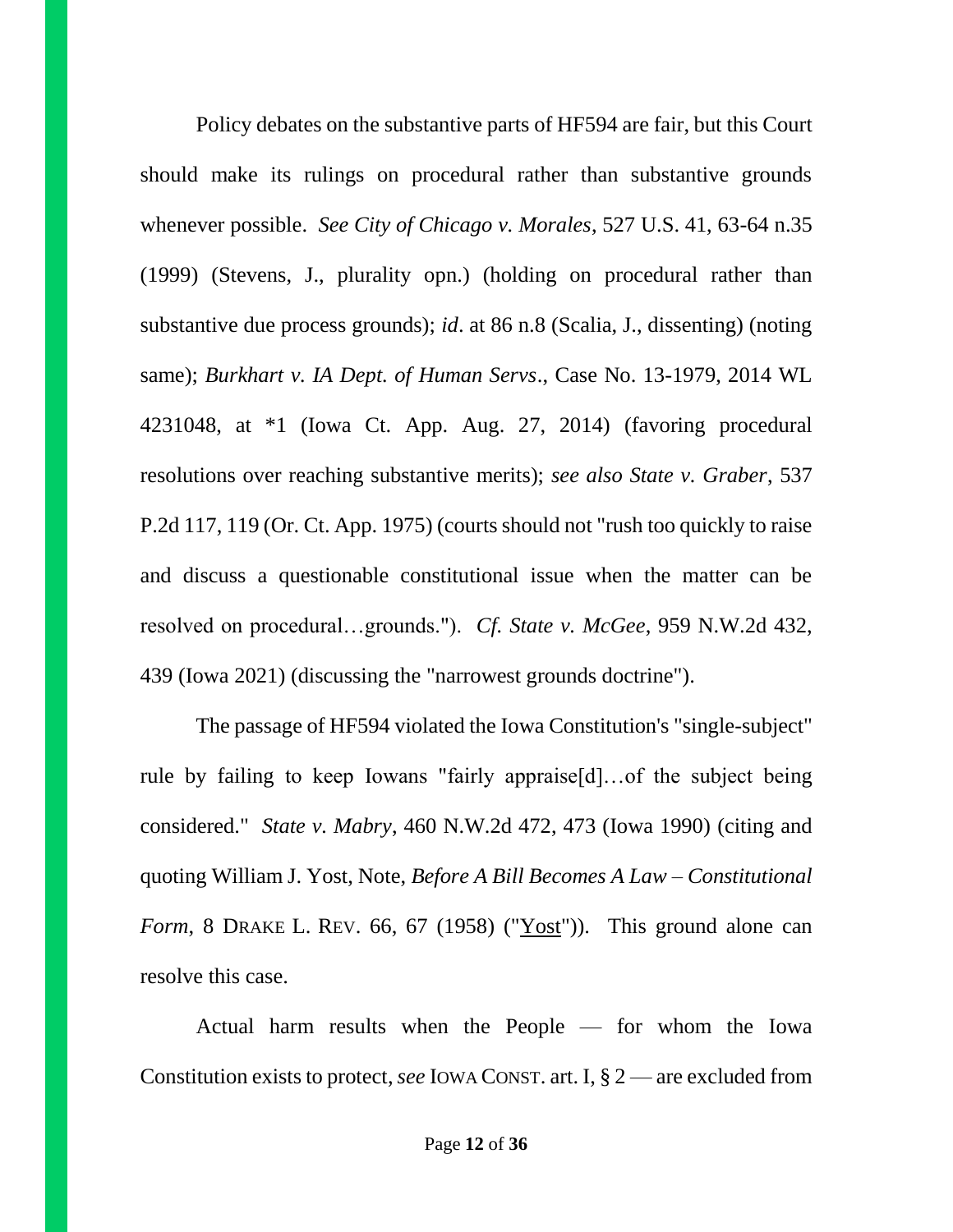Policy debates on the substantive parts of HF594 are fair, but this Court should make its rulings on procedural rather than substantive grounds whenever possible. *See City of Chicago v. Morales*, 527 U.S. 41, 63-64 n.35 (1999) (Stevens, J., plurality opn.) (holding on procedural rather than substantive due process grounds); *id*. at 86 n.8 (Scalia, J., dissenting) (noting same); *Burkhart v. IA Dept. of Human Servs*., Case No. 13-1979, 2014 WL 4231048, at *1 (Iowa Ct. App. Aug. 27, 2014) (favoring procedural resolutions over reaching substantive merits); *see also State v. Graber*, 537 P.2d 117, 119 (Or. Ct. App. 1975) (courts should not "rush too quickly to raise and discuss a questionable constitutional issue when the matter can be resolved on procedural…grounds."). *Cf. State v. McGee*, 959 N.W.2d 432, 439 (Iowa 2021) (discussing the "narrowest grounds doctrine").

The passage of HF594 violated the Iowa Constitution's "single-subject" rule by failing to keep Iowans "fairly appraise[d]…of the subject being considered." *State v. Mabry*, 460 N.W.2d 472, 473 (Iowa 1990) (citing and quoting William J. Yost, Note, *Before A Bill Becomes A Law – Constitutional Form*, 8 DRAKE L. REV. 66, 67 (1958) ("Yost")). This ground alone can resolve this case.

Actual harm results when the People — for whom the Iowa Constitution exists to protect, *see* IOWA CONST. art. I, § 2 — are excluded from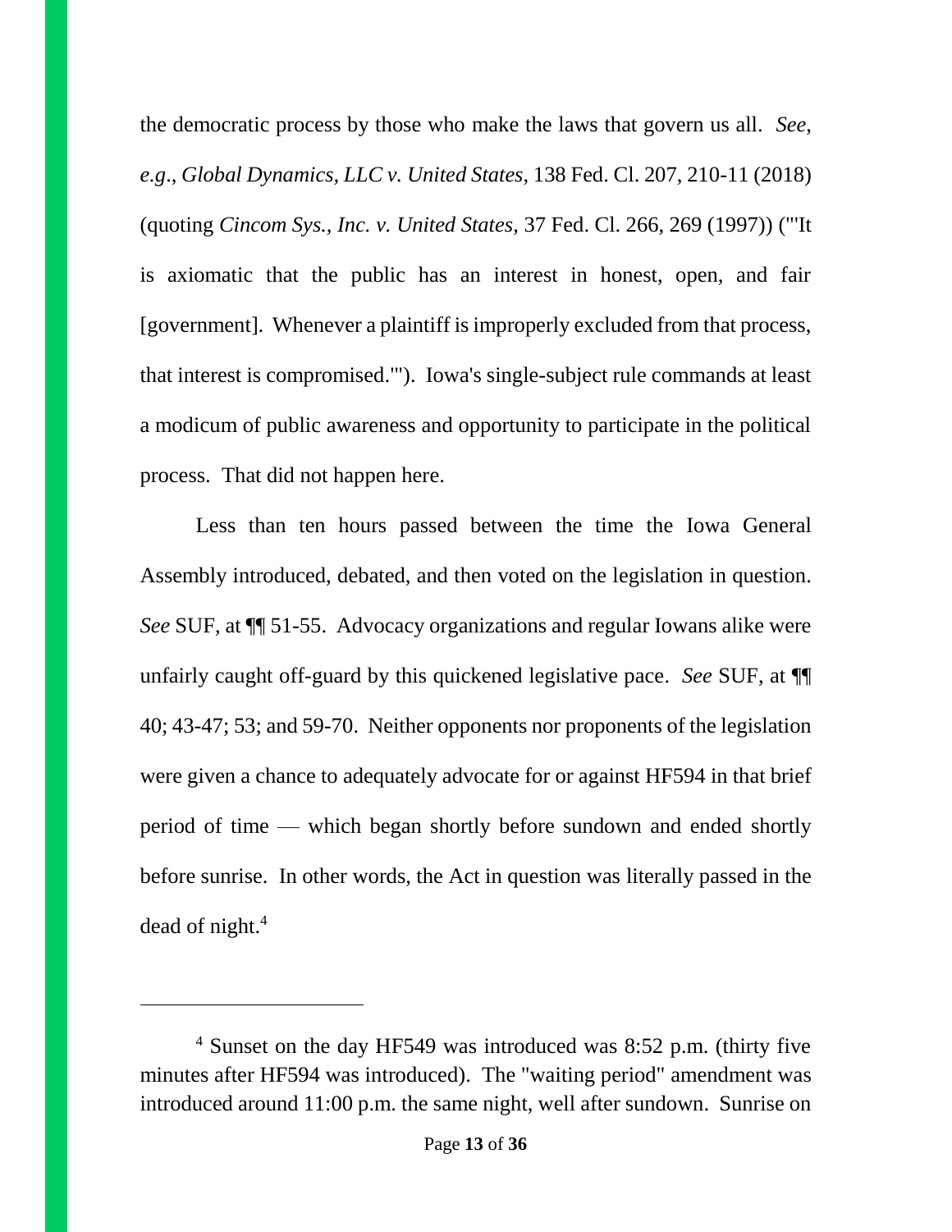the democratic process by those who make the laws that govern us all. *See*, *e.g*., *Global Dynamics, LLC v. United States*, 138 Fed. Cl. 207, 210-11 (2018) (quoting *Cincom Sys., Inc. v. United States*, 37 Fed. Cl. 266, 269 (1997)) ("'It is axiomatic that the public has an interest in honest, open, and fair [government]. Whenever a plaintiff is improperly excluded from that process, that interest is compromised.'"). Iowa's single-subject rule commands at least a modicum of public awareness and opportunity to participate in the political process. That did not happen here.

Less than ten hours passed between the time the Iowa General Assembly introduced, debated, and then voted on the legislation in question. *See* SUF, at ¶¶ 51-55. Advocacy organizations and regular Iowans alike were unfairly caught off-guard by this quickened legislative pace. *See* SUF, at ¶¶ 40; 43-47; 53; and 59-70. Neither opponents nor proponents of the legislation were given a chance to adequately advocate for or against HF594 in that brief period of time — which began shortly before sundown and ended shortly before sunrise. In other words, the Act in question was literally passed in the dead of night.[4]

---

[4] Sunset on the day HF549 was introduced was 8:52 p.m. (thirty five minutes after HF594 was introduced). The "waiting period" amendment was introduced around 11:00 p.m. the same night, well after sundown. Sunrise on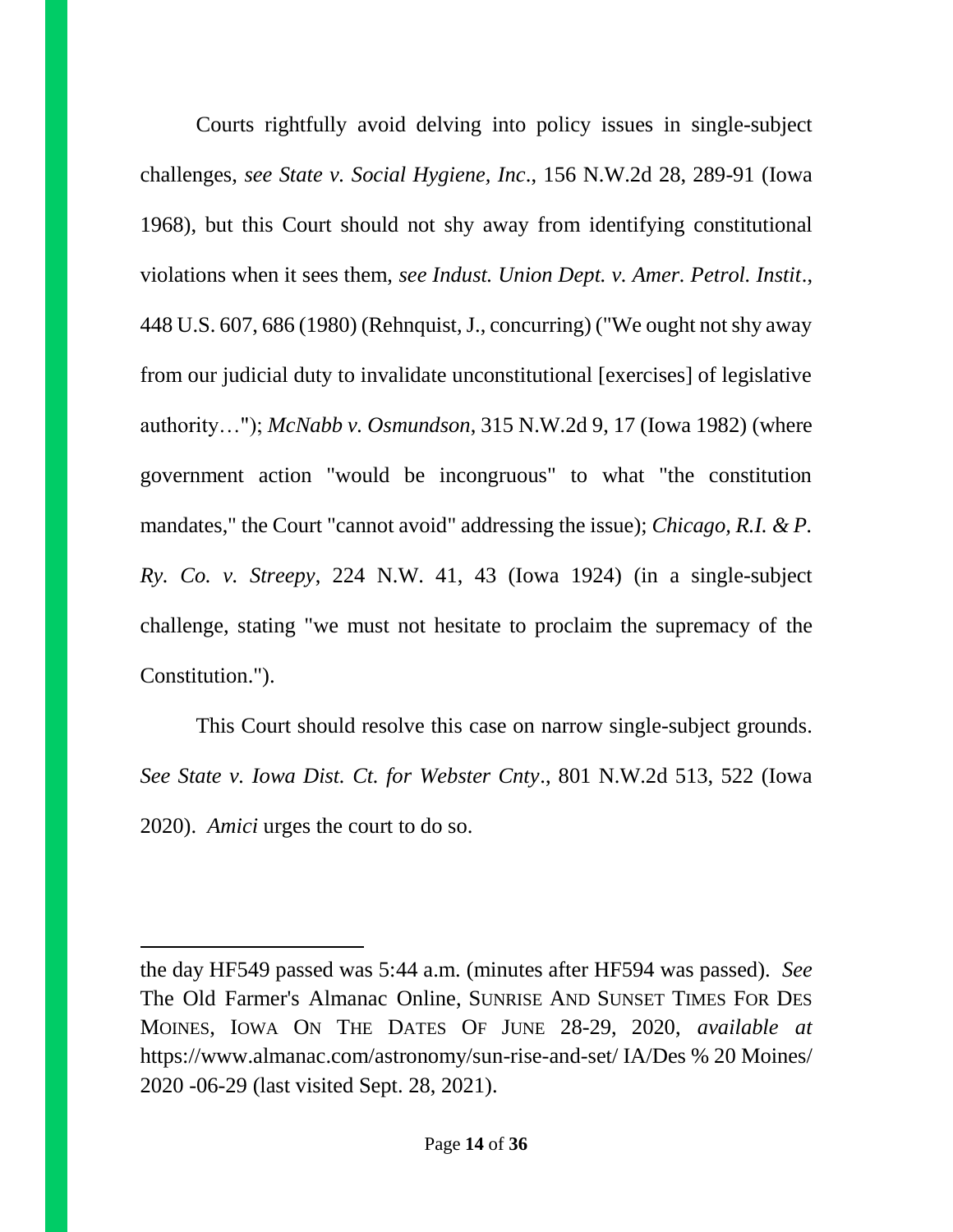Courts rightfully avoid delving into policy issues in single-subject challenges, *see State v. Social Hygiene, Inc*., 156 N.W.2d 28, 289-91 (Iowa 1968), but this Court should not shy away from identifying constitutional violations when it sees them, *see Indust. Union Dept. v. Amer. Petrol. Instit*., 448 U.S. 607, 686 (1980) (Rehnquist, J., concurring) ("We ought not shy away from our judicial duty to invalidate unconstitutional [exercises] of legislative authority…"); *McNabb v. Osmundson*, 315 N.W.2d 9, 17 (Iowa 1982) (where government action "would be incongruous" to what "the constitution mandates," the Court "cannot avoid" addressing the issue); *Chicago, R.I. & P. Ry. Co. v. Streepy*, 224 N.W. 41, 43 (Iowa 1924) (in a single-subject challenge, stating "we must not hesitate to proclaim the supremacy of the Constitution.").

This Court should resolve this case on narrow single-subject grounds. *See State v. Iowa Dist. Ct. for Webster Cnty*., 801 N.W.2d 513, 522 (Iowa 2020). *Amici* urges the court to do so.

---

the day HF549 passed was 5:44 a.m. (minutes after HF594 was passed). *See* The Old Farmer's Almanac Online, SUNRISE AND SUNSET TIMES FOR DES MOINES, IOWA ON THE DATES OF JUNE 28-29, 2020, *available at* https://www.almanac.com/astronomy/sun-rise-and-set/ IA/Des % 20 Moines/ 2020 -06-29 (last visited Sept. 28, 2021).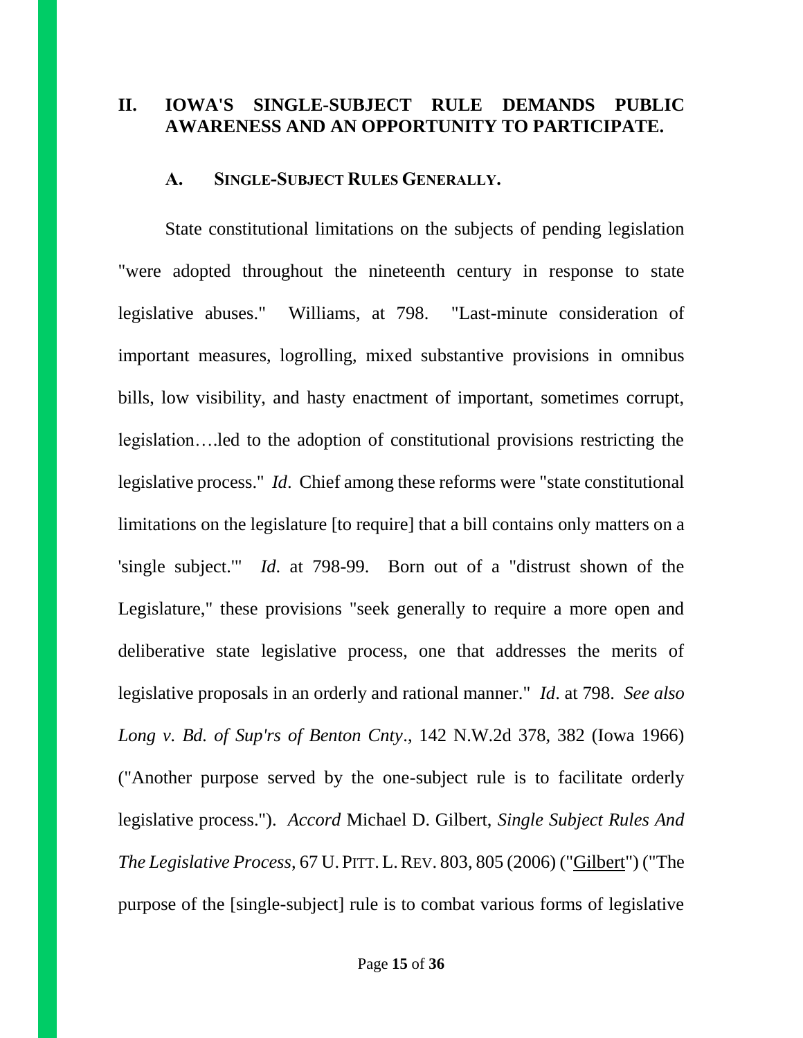## II. IOWA'S SINGLE-SUBJECT RULE DEMANDS PUBLIC AWARENESS AND AN OPPORTUNITY TO PARTICIPATE.

### A. SINGLE-SUBJECT RULES GENERALLY.

State constitutional limitations on the subjects of pending legislation "were adopted throughout the nineteenth century in response to state legislative abuses." Williams, at 798. "Last-minute consideration of important measures, logrolling, mixed substantive provisions in omnibus bills, low visibility, and hasty enactment of important, sometimes corrupt, legislation….led to the adoption of constitutional provisions restricting the legislative process." *Id*. Chief among these reforms were "state constitutional limitations on the legislature [to require] that a bill contains only matters on a 'single subject.'" *Id*. at 798-99. Born out of a "distrust shown of the Legislature," these provisions "seek generally to require a more open and deliberative state legislative process, one that addresses the merits of legislative proposals in an orderly and rational manner." *Id*. at 798. *See also Long v. Bd. of Sup'rs of Benton Cnty*., 142 N.W.2d 378, 382 (Iowa 1966) ("Another purpose served by the one-subject rule is to facilitate orderly legislative process."). *Accord* Michael D. Gilbert, *Single Subject Rules And The Legislative Process*, 67 U. PITT. L. REV. 803, 805 (2006) ("Gilbert") ("The purpose of the [single-subject] rule is to combat various forms of legislative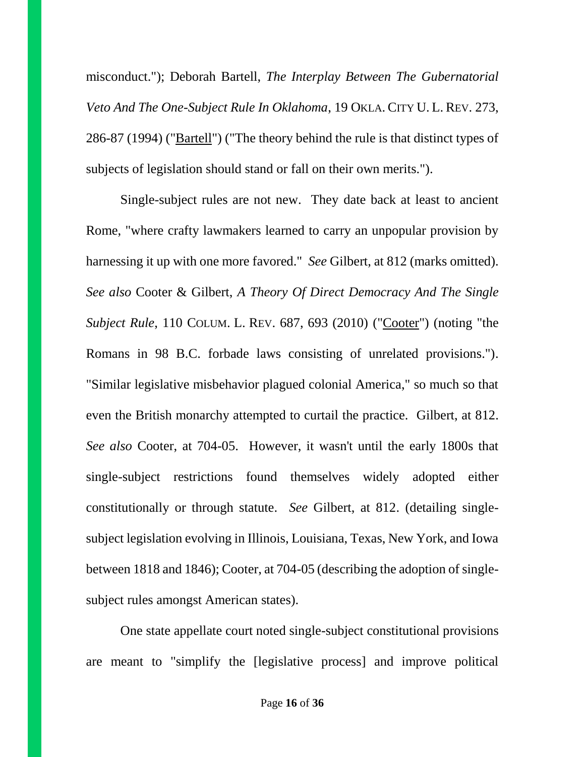misconduct."); Deborah Bartell, *The Interplay Between The Gubernatorial Veto And The One-Subject Rule In Oklahoma*, 19 OKLA. CITY U. L. REV. 273, 286-87 (1994) ("Bartell") ("The theory behind the rule is that distinct types of subjects of legislation should stand or fall on their own merits.").

Single-subject rules are not new. They date back at least to ancient Rome, "where crafty lawmakers learned to carry an unpopular provision by harnessing it up with one more favored." *See* Gilbert, at 812 (marks omitted). *See also* Cooter & Gilbert, *A Theory Of Direct Democracy And The Single Subject Rule*, 110 COLUM. L. REV. 687, 693 (2010) ("Cooter") (noting "the Romans in 98 B.C. forbade laws consisting of unrelated provisions."). "Similar legislative misbehavior plagued colonial America," so much so that even the British monarchy attempted to curtail the practice. Gilbert, at 812. *See also* Cooter, at 704-05. However, it wasn't until the early 1800s that single-subject restrictions found themselves widely adopted either constitutionally or through statute. *See* Gilbert, at 812. (detailing single-subject legislation evolving in Illinois, Louisiana, Texas, New York, and Iowa between 1818 and 1846); Cooter, at 704-05 (describing the adoption of single-subject rules amongst American states).

One state appellate court noted single-subject constitutional provisions are meant to "simplify the [legislative process] and improve political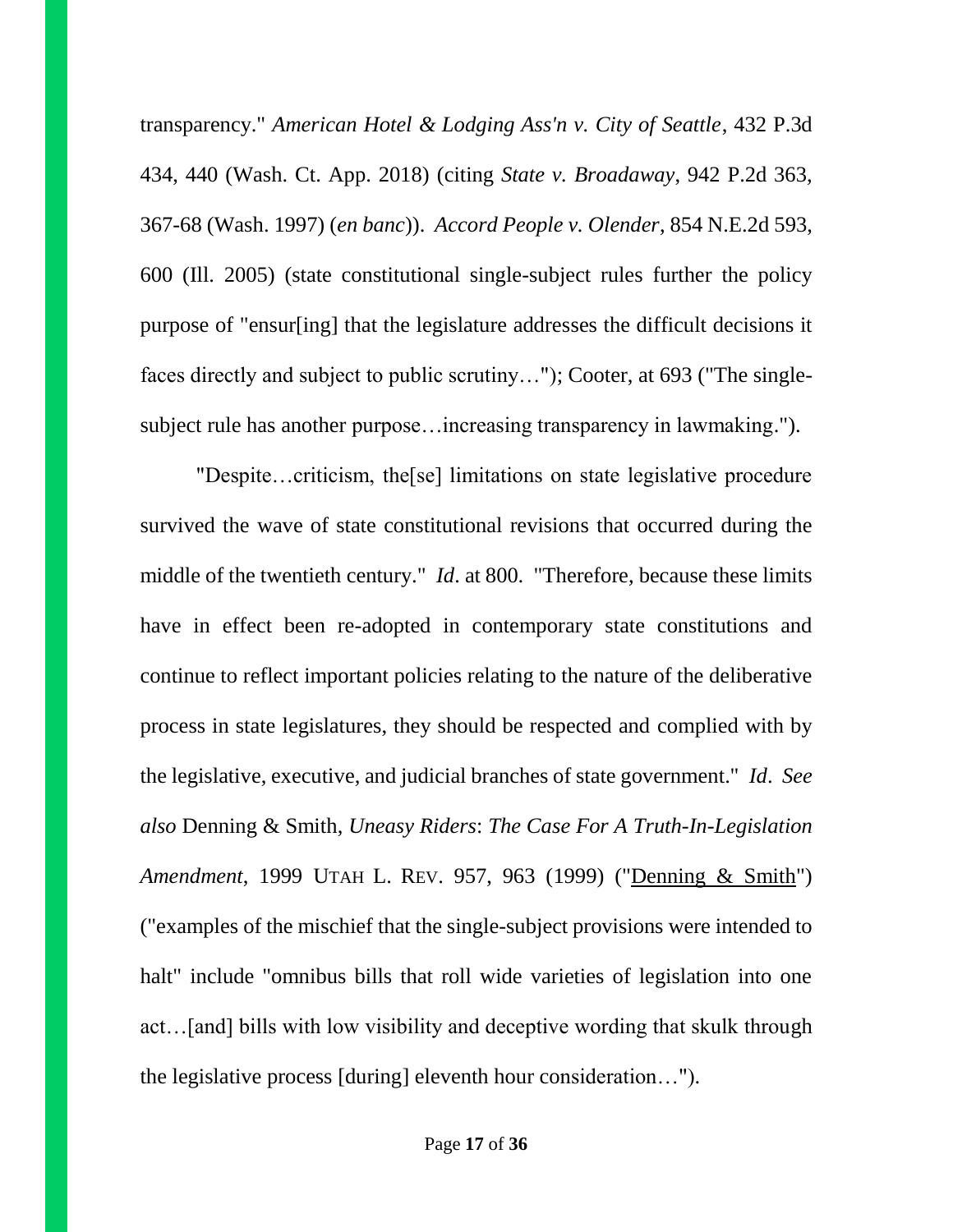transparency." *American Hotel & Lodging Ass'n v. City of Seattle*, 432 P.3d 434, 440 (Wash. Ct. App. 2018) (citing *State v. Broadaway*, 942 P.2d 363, 367-68 (Wash. 1997) (*en banc*)). *Accord People v. Olender*, 854 N.E.2d 593, 600 (Ill. 2005) (state constitutional single-subject rules further the policy purpose of "ensur[ing] that the legislature addresses the difficult decisions it faces directly and subject to public scrutiny…"); Cooter, at 693 ("The single-subject rule has another purpose…increasing transparency in lawmaking.").

"Despite…criticism, the[se] limitations on state legislative procedure survived the wave of state constitutional revisions that occurred during the middle of the twentieth century." *Id*. at 800. "Therefore, because these limits have in effect been re-adopted in contemporary state constitutions and continue to reflect important policies relating to the nature of the deliberative process in state legislatures, they should be respected and complied with by the legislative, executive, and judicial branches of state government." *Id*. *See also* Denning & Smith, *Uneasy Riders*: *The Case For A Truth-In-Legislation Amendment*, 1999 UTAH L. REV. 957, 963 (1999) ("Denning & Smith") ("examples of the mischief that the single-subject provisions were intended to halt" include "omnibus bills that roll wide varieties of legislation into one act…[and] bills with low visibility and deceptive wording that skulk through the legislative process [during] eleventh hour consideration…").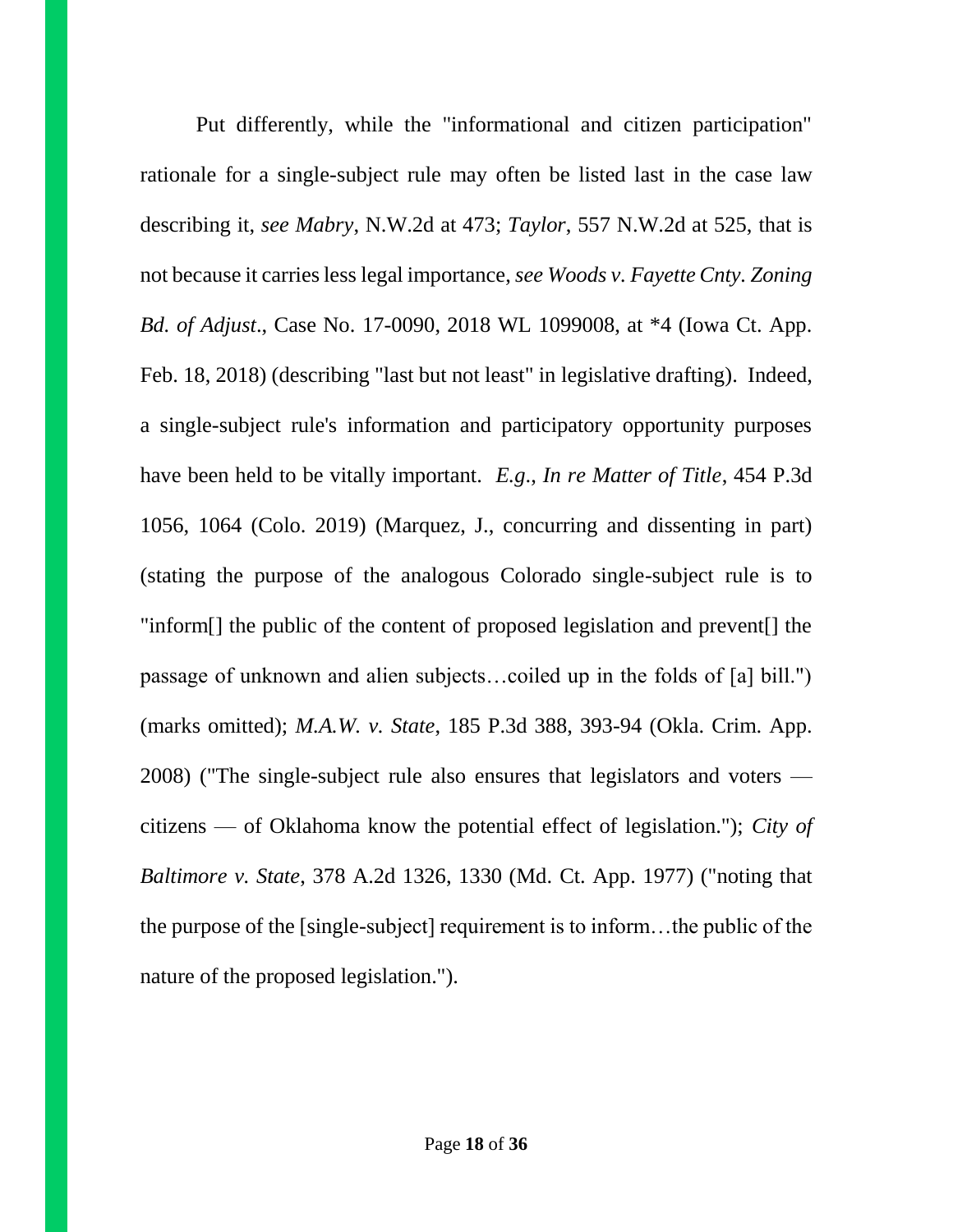Put differently, while the "informational and citizen participation" rationale for a single-subject rule may often be listed last in the case law describing it, *see Mabry*, N.W.2d at 473; *Taylor*, 557 N.W.2d at 525, that is not because it carries less legal importance, *see Woods v. Fayette Cnty. Zoning Bd. of Adjust*., Case No. 17-0090, 2018 WL 1099008, at *4 (Iowa Ct. App. Feb. 18, 2018) (describing "last but not least" in legislative drafting). Indeed, a single-subject rule's information and participatory opportunity purposes have been held to be vitally important. *E.g*., *In re Matter of Title*, 454 P.3d 1056, 1064 (Colo. 2019) (Marquez, J., concurring and dissenting in part) (stating the purpose of the analogous Colorado single-subject rule is to "inform[] the public of the content of proposed legislation and prevent[] the passage of unknown and alien subjects…coiled up in the folds of [a] bill.") (marks omitted); *M.A.W. v. State*, 185 P.3d 388, 393-94 (Okla. Crim. App. 2008) ("The single-subject rule also ensures that legislators and voters — citizens — of Oklahoma know the potential effect of legislation."); *City of Baltimore v. State*, 378 A.2d 1326, 1330 (Md. Ct. App. 1977) ("noting that the purpose of the [single-subject] requirement is to inform…the public of the nature of the proposed legislation.").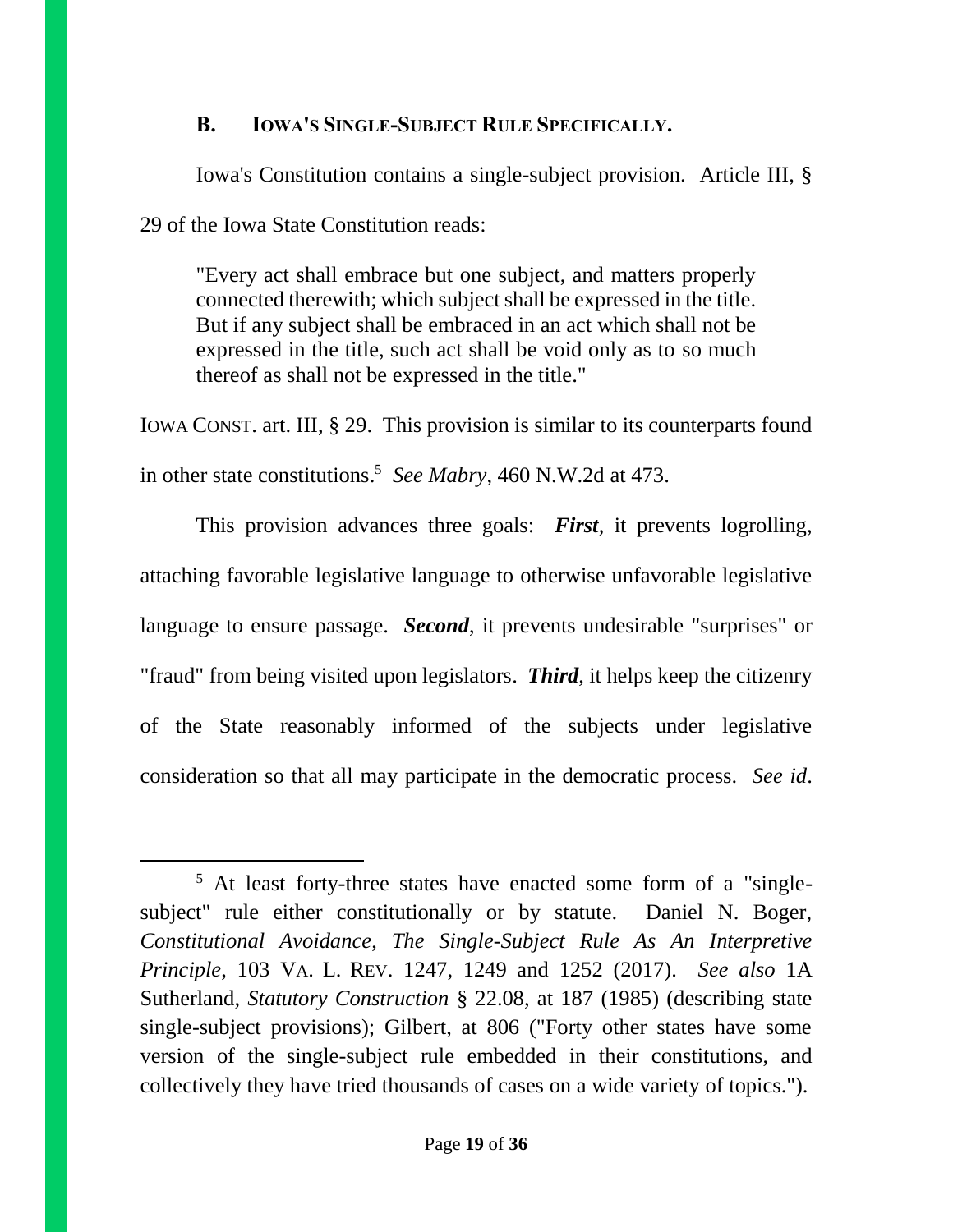### B. IOWA'S SINGLE-SUBJECT RULE SPECIFICALLY.

Iowa's Constitution contains a single-subject provision. Article III, § 29 of the Iowa State Constitution reads:

> "Every act shall embrace but one subject, and matters properly connected therewith; which subject shall be expressed in the title. But if any subject shall be embraced in an act which shall not be expressed in the title, such act shall be void only as to so much thereof as shall not be expressed in the title."

IOWA CONST. art. III, § 29. This provision is similar to its counterparts found in other state constitutions.[5] *See Mabry*, 460 N.W.2d at 473.

This provision advances three goals: ***First***, it prevents logrolling, attaching favorable legislative language to otherwise unfavorable legislative language to ensure passage. ***Second***, it prevents undesirable "surprises" or "fraud" from being visited upon legislators. ***Third***, it helps keep the citizenry of the State reasonably informed of the subjects under legislative consideration so that all may participate in the democratic process. *See id*.

---

[5] At least forty-three states have enacted some form of a "single-subject" rule either constitutionally or by statute. Daniel N. Boger, *Constitutional Avoidance, The Single-Subject Rule As An Interpretive Principle*, 103 VA. L. REV. 1247, 1249 and 1252 (2017). *See also* 1A Sutherland, *Statutory Construction* § 22.08, at 187 (1985) (describing state single-subject provisions); Gilbert, at 806 ("Forty other states have some version of the single-subject rule embedded in their constitutions, and collectively they have tried thousands of cases on a wide variety of topics.").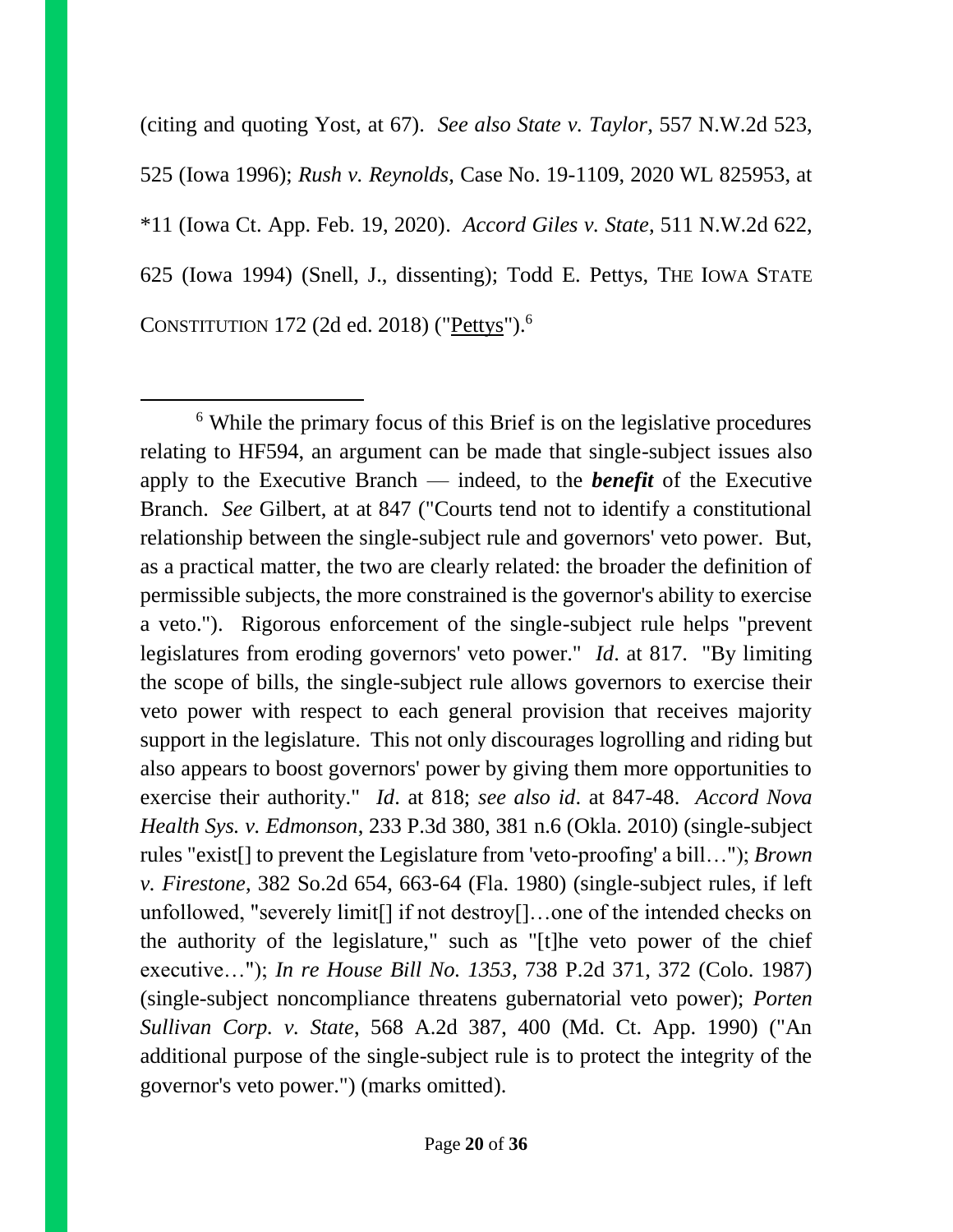(citing and quoting Yost, at 67). *See also State v. Taylor*, 557 N.W.2d 523, 525 (Iowa 1996); *Rush v. Reynolds*, Case No. 19-1109, 2020 WL 825953, at *11 (Iowa Ct. App. Feb. 19, 2020). *Accord Giles v. State*, 511 N.W.2d 622, 625 (Iowa 1994) (Snell, J., dissenting); Todd E. Pettys, THE IOWA STATE CONSTITUTION 172 (2d ed. 2018) ("Pettys").[6]

---

[6] While the primary focus of this Brief is on the legislative procedures relating to HF594, an argument can be made that single-subject issues also apply to the Executive Branch — indeed, to the ***benefit*** of the Executive Branch. *See* Gilbert, at at 847 ("Courts tend not to identify a constitutional relationship between the single-subject rule and governors' veto power. But, as a practical matter, the two are clearly related: the broader the definition of permissible subjects, the more constrained is the governor's ability to exercise a veto."). Rigorous enforcement of the single-subject rule helps "prevent legislatures from eroding governors' veto power." *Id*. at 817. "By limiting the scope of bills, the single-subject rule allows governors to exercise their veto power with respect to each general provision that receives majority support in the legislature. This not only discourages logrolling and riding but also appears to boost governors' power by giving them more opportunities to exercise their authority." *Id*. at 818; *see also id*. at 847-48. *Accord Nova Health Sys. v. Edmonson*, 233 P.3d 380, 381 n.6 (Okla. 2010) (single-subject rules "exist[] to prevent the Legislature from 'veto-proofing' a bill…"); *Brown v. Firestone*, 382 So.2d 654, 663-64 (Fla. 1980) (single-subject rules, if left unfollowed, "severely limit[] if not destroy[]…one of the intended checks on the authority of the legislature," such as "[t]he veto power of the chief executive…"); *In re House Bill No. 1353*, 738 P.2d 371, 372 (Colo. 1987) (single-subject noncompliance threatens gubernatorial veto power); *Porten Sullivan Corp. v. State*, 568 A.2d 387, 400 (Md. Ct. App. 1990) ("An additional purpose of the single-subject rule is to protect the integrity of the governor's veto power.") (marks omitted).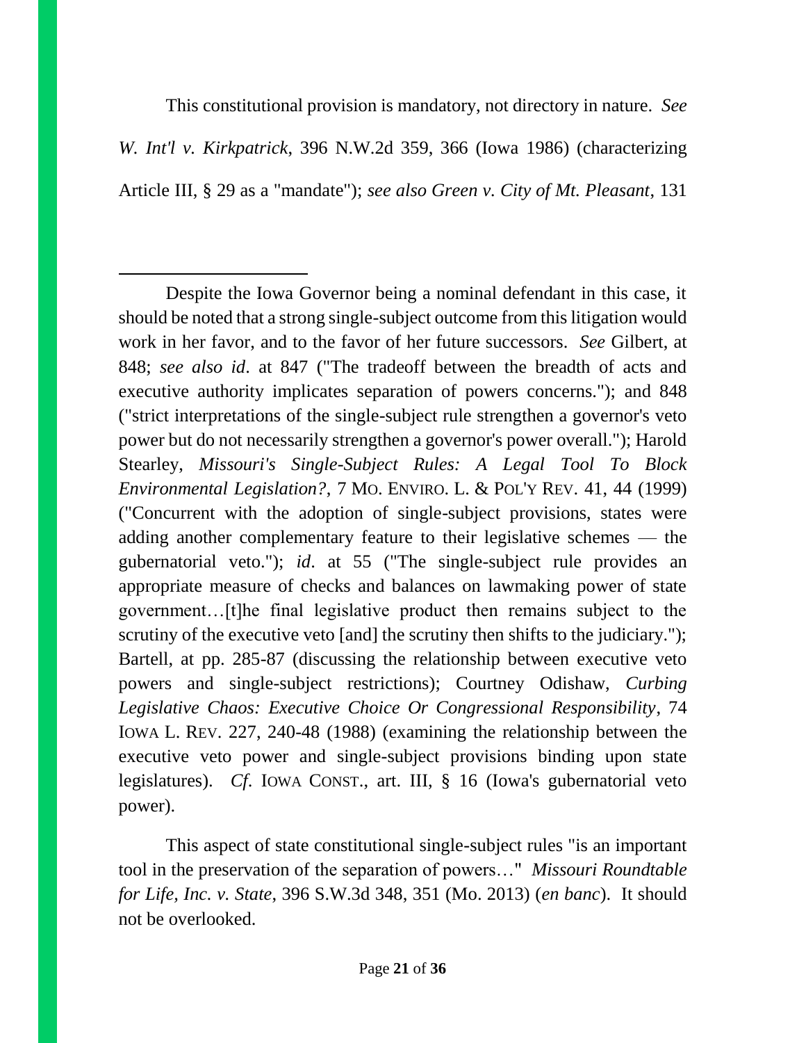This constitutional provision is mandatory, not directory in nature. *See W. Int'l v. Kirkpatrick*, 396 N.W.2d 359, 366 (Iowa 1986) (characterizing Article III, § 29 as a "mandate"); *see also Green v. City of Mt. Pleasant*, 131

---

Despite the Iowa Governor being a nominal defendant in this case, it should be noted that a strong single-subject outcome from this litigation would work in her favor, and to the favor of her future successors. *See* Gilbert, at 848; *see also id*. at 847 ("The tradeoff between the breadth of acts and executive authority implicates separation of powers concerns."); and 848 ("strict interpretations of the single-subject rule strengthen a governor's veto power but do not necessarily strengthen a governor's power overall."); Harold Stearley, *Missouri's Single-Subject Rules: A Legal Tool To Block Environmental Legislation?*, 7 MO. ENVIRO. L. & POL'Y REV. 41, 44 (1999) ("Concurrent with the adoption of single-subject provisions, states were adding another complementary feature to their legislative schemes — the gubernatorial veto."); *id*. at 55 ("The single-subject rule provides an appropriate measure of checks and balances on lawmaking power of state government…[t]he final legislative product then remains subject to the scrutiny of the executive veto [and] the scrutiny then shifts to the judiciary."); Bartell, at pp. 285-87 (discussing the relationship between executive veto powers and single-subject restrictions); Courtney Odishaw, *Curbing Legislative Chaos: Executive Choice Or Congressional Responsibility*, 74 IOWA L. REV. 227, 240-48 (1988) (examining the relationship between the executive veto power and single-subject provisions binding upon state legislatures). *Cf*. IOWA CONST., art. III, § 16 (Iowa's gubernatorial veto power).

This aspect of state constitutional single-subject rules "is an important tool in the preservation of the separation of powers…" *Missouri Roundtable for Life, Inc. v. State*, 396 S.W.3d 348, 351 (Mo. 2013) (*en banc*). It should not be overlooked.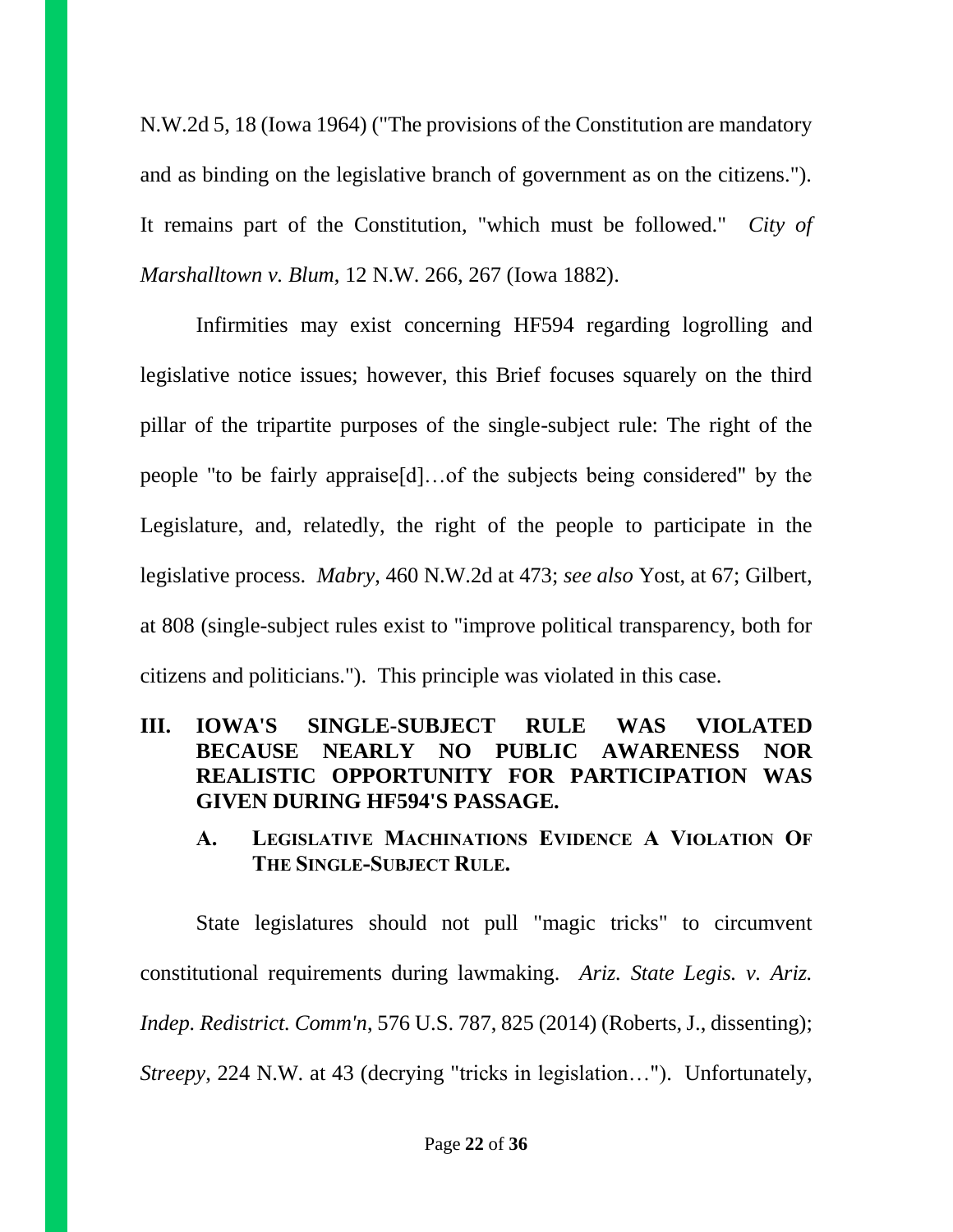N.W.2d 5, 18 (Iowa 1964) ("The provisions of the Constitution are mandatory and as binding on the legislative branch of government as on the citizens."). It remains part of the Constitution, "which must be followed." *City of Marshalltown v. Blum*, 12 N.W. 266, 267 (Iowa 1882).

Infirmities may exist concerning HF594 regarding logrolling and legislative notice issues; however, this Brief focuses squarely on the third pillar of the tripartite purposes of the single-subject rule: The right of the people "to be fairly appraise[d]…of the subjects being considered" by the Legislature, and, relatedly, the right of the people to participate in the legislative process. *Mabry*, 460 N.W.2d at 473; *see also* Yost, at 67; Gilbert, at 808 (single-subject rules exist to "improve political transparency, both for citizens and politicians."). This principle was violated in this case.

## III. IOWA'S SINGLE-SUBJECT RULE WAS VIOLATED BECAUSE NEARLY NO PUBLIC AWARENESS NOR REALISTIC OPPORTUNITY FOR PARTICIPATION WAS GIVEN DURING HF594'S PASSAGE.

### A. LEGISLATIVE MACHINATIONS EVIDENCE A VIOLATION OF THE SINGLE-SUBJECT RULE.

State legislatures should not pull "magic tricks" to circumvent constitutional requirements during lawmaking. *Ariz. State Legis. v. Ariz. Indep. Redistrict. Comm'n*, 576 U.S. 787, 825 (2014) (Roberts, J., dissenting); *Streepy*, 224 N.W. at 43 (decrying "tricks in legislation…"). Unfortunately,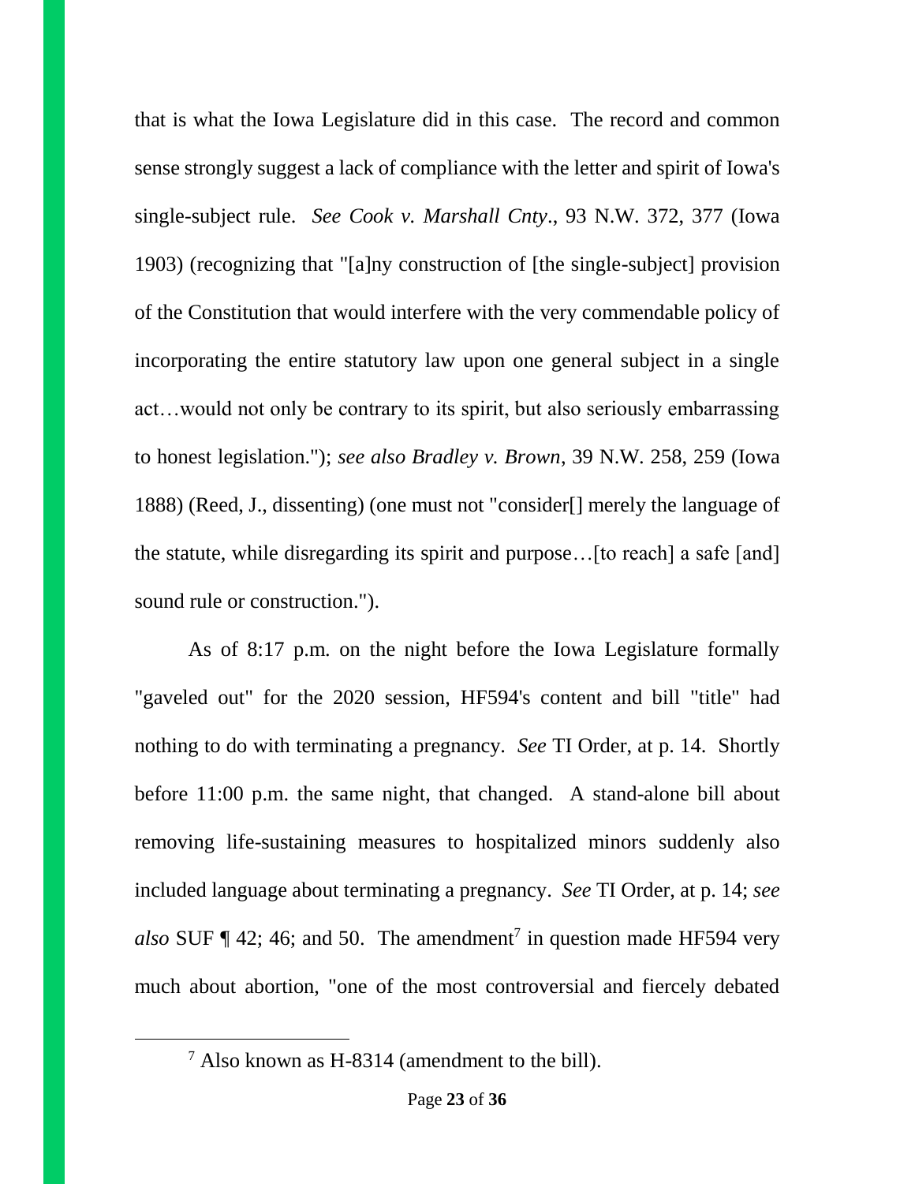that is what the Iowa Legislature did in this case. The record and common sense strongly suggest a lack of compliance with the letter and spirit of Iowa's single-subject rule. *See Cook v. Marshall Cnty*., 93 N.W. 372, 377 (Iowa 1903) (recognizing that "[a]ny construction of [the single-subject] provision of the Constitution that would interfere with the very commendable policy of incorporating the entire statutory law upon one general subject in a single act…would not only be contrary to its spirit, but also seriously embarrassing to honest legislation."); *see also Bradley v. Brown*, 39 N.W. 258, 259 (Iowa 1888) (Reed, J., dissenting) (one must not "consider[] merely the language of the statute, while disregarding its spirit and purpose…[to reach] a safe [and] sound rule or construction.").

As of 8:17 p.m. on the night before the Iowa Legislature formally "gaveled out" for the 2020 session, HF594's content and bill "title" had nothing to do with terminating a pregnancy. *See* TI Order, at p. 14. Shortly before 11:00 p.m. the same night, that changed. A stand-alone bill about removing life-sustaining measures to hospitalized minors suddenly also included language about terminating a pregnancy. *See* TI Order, at p. 14; *see also* SUF ¶ 42; 46; and 50. The amendment[7] in question made HF594 very much about abortion, "one of the most controversial and fiercely debated

[7] Also known as H-8314 (amendment to the bill).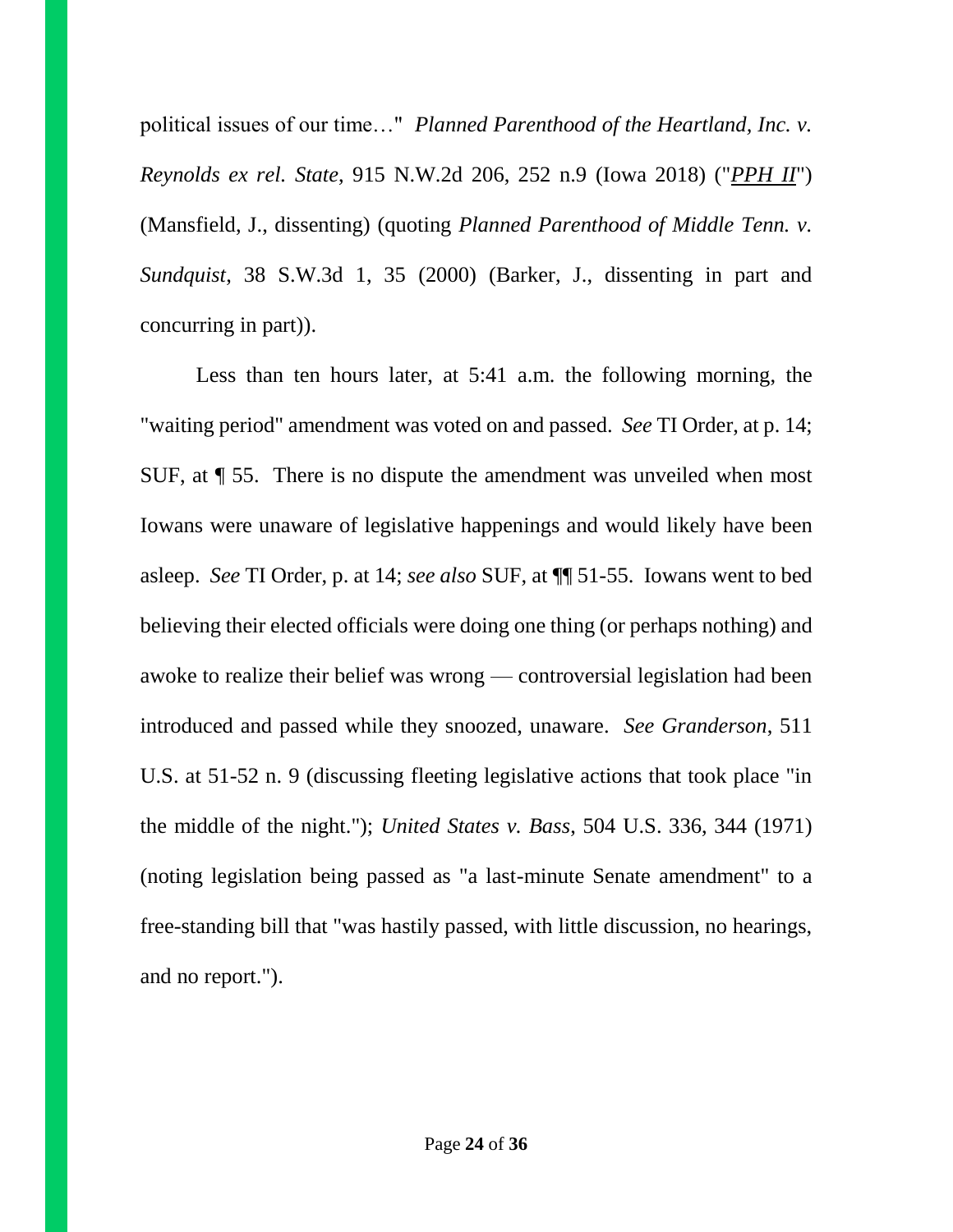political issues of our time…" *Planned Parenthood of the Heartland, Inc. v. Reynolds ex rel. State*, 915 N.W.2d 206, 252 n.9 (Iowa 2018) ("*PPH II*") (Mansfield, J., dissenting) (quoting *Planned Parenthood of Middle Tenn. v. Sundquist*, 38 S.W.3d 1, 35 (2000) (Barker, J., dissenting in part and concurring in part)).

Less than ten hours later, at 5:41 a.m. the following morning, the "waiting period" amendment was voted on and passed. *See* TI Order, at p. 14; SUF, at ¶ 55. There is no dispute the amendment was unveiled when most Iowans were unaware of legislative happenings and would likely have been asleep. *See* TI Order, p. at 14; *see also* SUF, at ¶¶ 51-55. Iowans went to bed believing their elected officials were doing one thing (or perhaps nothing) and awoke to realize their belief was wrong — controversial legislation had been introduced and passed while they snoozed, unaware. *See Granderson*, 511 U.S. at 51-52 n. 9 (discussing fleeting legislative actions that took place "in the middle of the night."); *United States v. Bass*, 504 U.S. 336, 344 (1971) (noting legislation being passed as "a last-minute Senate amendment" to a free-standing bill that "was hastily passed, with little discussion, no hearings, and no report.").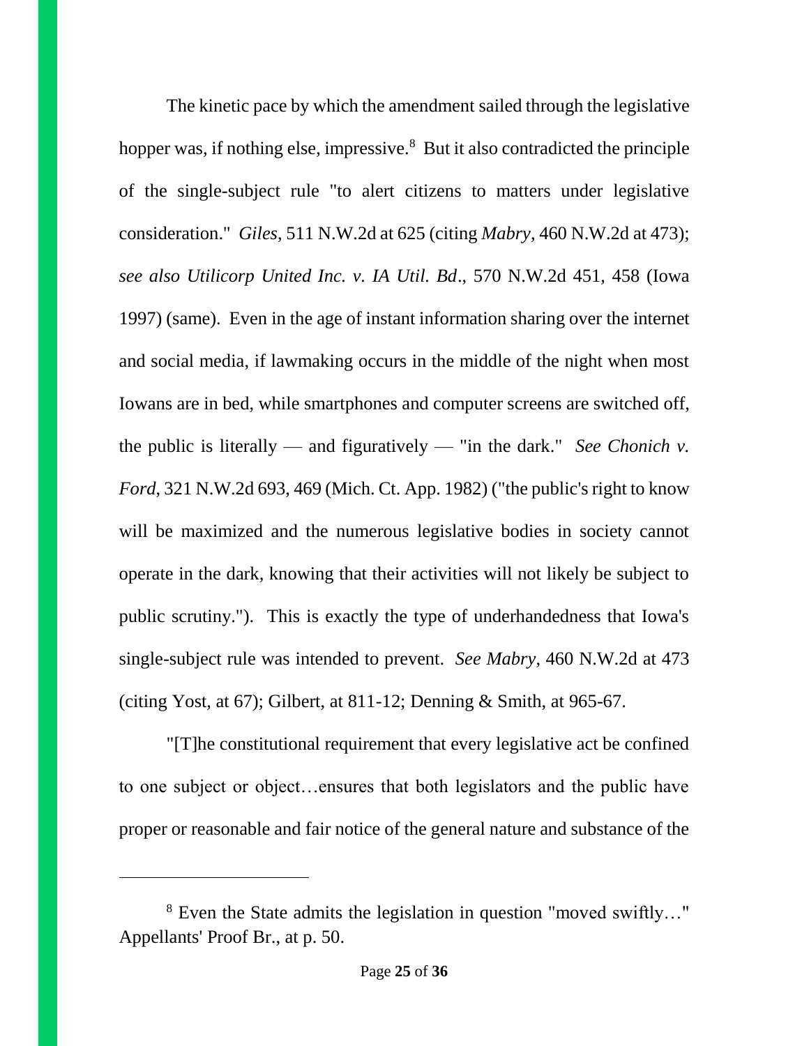The kinetic pace by which the amendment sailed through the legislative hopper was, if nothing else, impressive.[8] But it also contradicted the principle of the single-subject rule "to alert citizens to matters under legislative consideration." *Giles*, 511 N.W.2d at 625 (citing *Mabry*, 460 N.W.2d at 473); *see also Utilicorp United Inc. v. IA Util. Bd*., 570 N.W.2d 451, 458 (Iowa 1997) (same). Even in the age of instant information sharing over the internet and social media, if lawmaking occurs in the middle of the night when most Iowans are in bed, while smartphones and computer screens are switched off, the public is literally — and figuratively — "in the dark." *See Chonich v. Ford*, 321 N.W.2d 693, 469 (Mich. Ct. App. 1982) ("the public's right to know will be maximized and the numerous legislative bodies in society cannot operate in the dark, knowing that their activities will not likely be subject to public scrutiny."). This is exactly the type of underhandedness that Iowa's single-subject rule was intended to prevent. *See Mabry*, 460 N.W.2d at 473 (citing Yost, at 67); Gilbert, at 811-12; Denning & Smith, at 965-67.

"[T]he constitutional requirement that every legislative act be confined to one subject or object…ensures that both legislators and the public have proper or reasonable and fair notice of the general nature and substance of the

---

[8] Even the State admits the legislation in question "moved swiftly…" Appellants' Proof Br., at p. 50.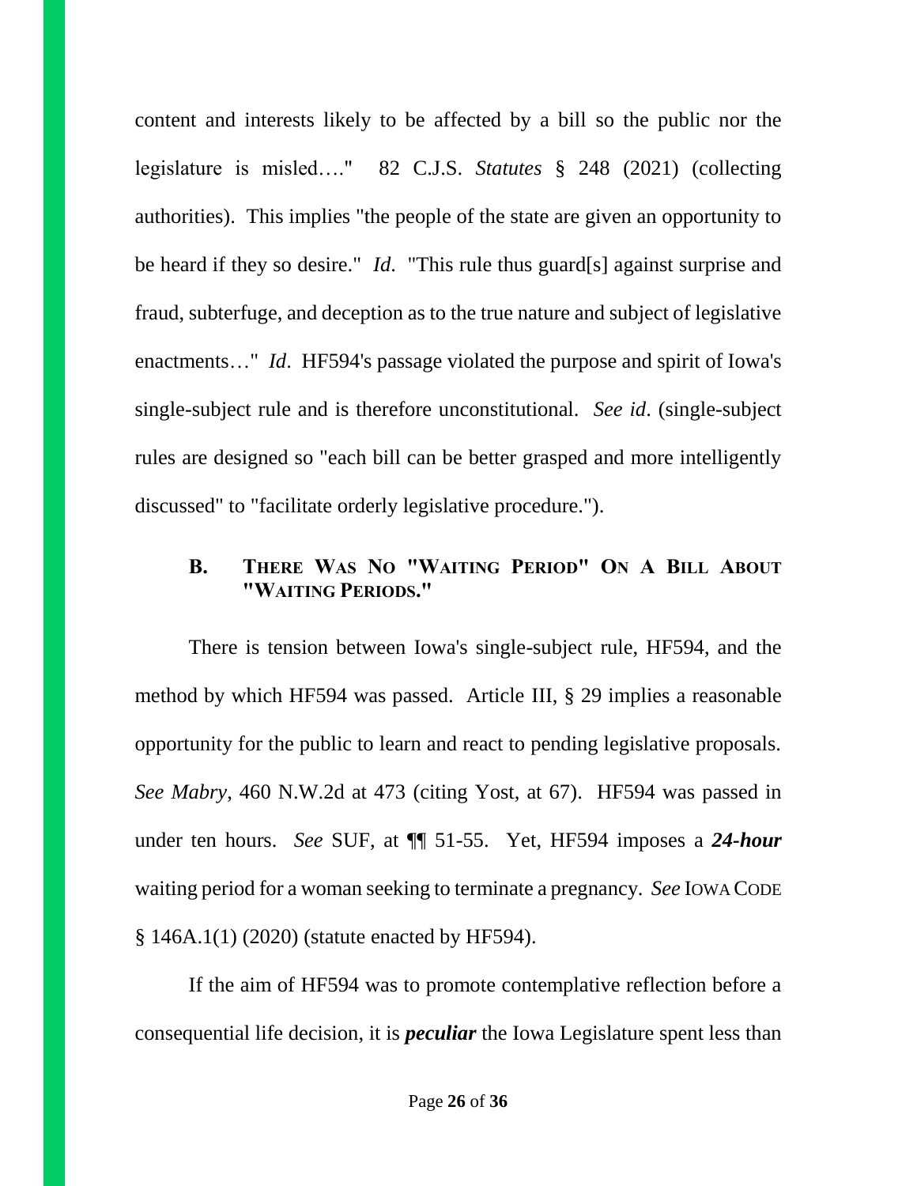content and interests likely to be affected by a bill so the public nor the legislature is misled…." 82 C.J.S. *Statutes* § 248 (2021) (collecting authorities). This implies "the people of the state are given an opportunity to be heard if they so desire." *Id*. "This rule thus guard[s] against surprise and fraud, subterfuge, and deception as to the true nature and subject of legislative enactments…" *Id*. HF594's passage violated the purpose and spirit of Iowa's single-subject rule and is therefore unconstitutional. *See id*. (single-subject rules are designed so "each bill can be better grasped and more intelligently discussed" to "facilitate orderly legislative procedure.").

### B. There Was No "Waiting Period" On A Bill About "Waiting Periods."

There is tension between Iowa's single-subject rule, HF594, and the method by which HF594 was passed. Article III, § 29 implies a reasonable opportunity for the public to learn and react to pending legislative proposals. *See Mabry*, 460 N.W.2d at 473 (citing Yost, at 67). HF594 was passed in under ten hours. *See* SUF, at ¶¶ 51-55. Yet, HF594 imposes a ***24-hour*** waiting period for a woman seeking to terminate a pregnancy. *See* Iowa Code § 146A.1(1) (2020) (statute enacted by HF594).

If the aim of HF594 was to promote contemplative reflection before a consequential life decision, it is ***peculiar*** the Iowa Legislature spent less than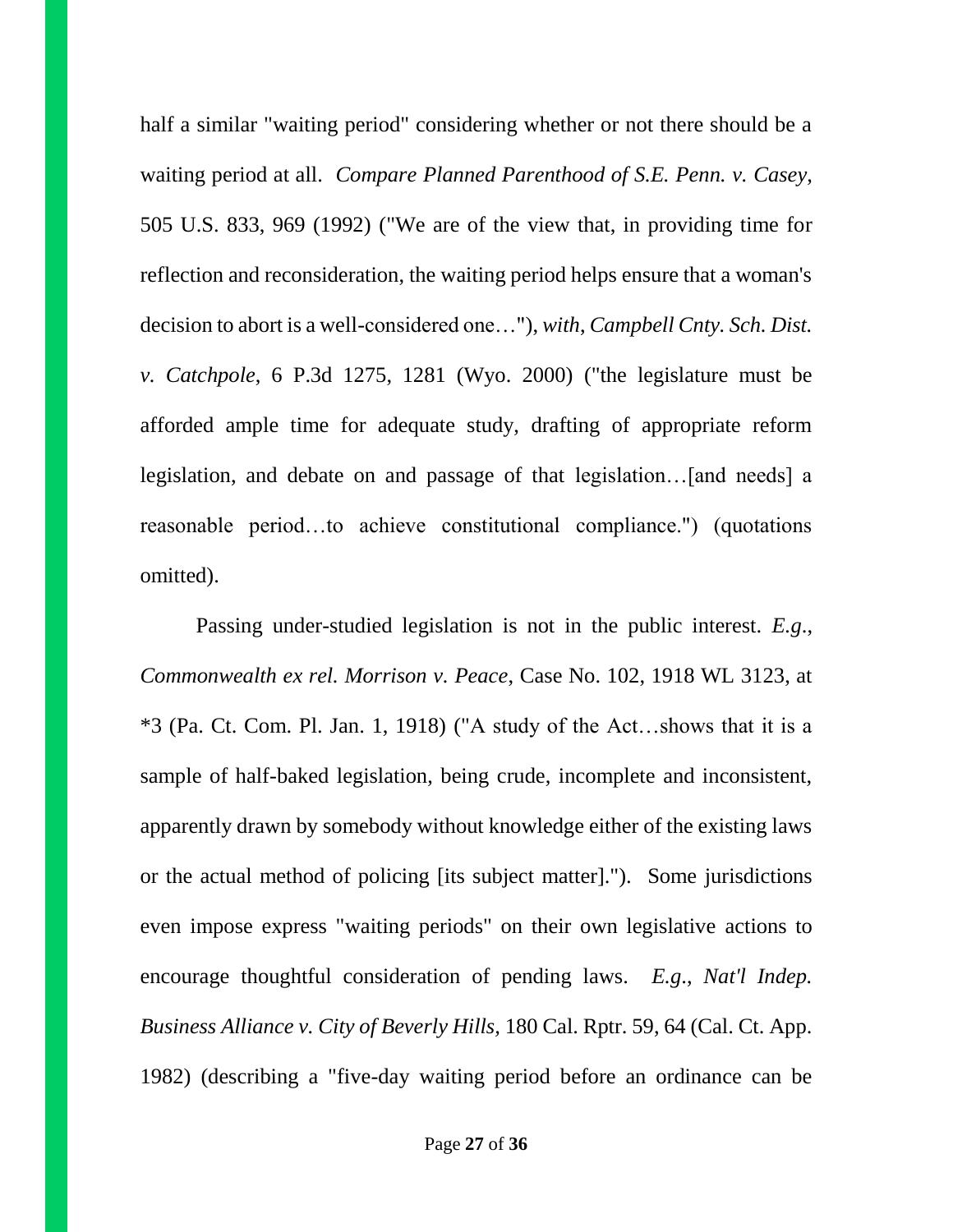half a similar "waiting period" considering whether or not there should be a waiting period at all. *Compare Planned Parenthood of S.E. Penn. v. Casey*, 505 U.S. 833, 969 (1992) ("We are of the view that, in providing time for reflection and reconsideration, the waiting period helps ensure that a woman's decision to abort is a well-considered one…"), *with*, *Campbell Cnty. Sch. Dist. v. Catchpole*, 6 P.3d 1275, 1281 (Wyo. 2000) ("the legislature must be afforded ample time for adequate study, drafting of appropriate reform legislation, and debate on and passage of that legislation…[and needs] a reasonable period…to achieve constitutional compliance.") (quotations omitted).

Passing under-studied legislation is not in the public interest. *E.g.*, *Commonwealth ex rel. Morrison v. Peace*, Case No. 102, 1918 WL 3123, at *3 (Pa. Ct. Com. Pl. Jan. 1, 1918) ("A study of the Act…shows that it is a sample of half-baked legislation, being crude, incomplete and inconsistent, apparently drawn by somebody without knowledge either of the existing laws or the actual method of policing [its subject matter]."). Some jurisdictions even impose express "waiting periods" on their own legislative actions to encourage thoughtful consideration of pending laws. *E.g.*, *Nat'l Indep. Business Alliance v. City of Beverly Hills*, 180 Cal. Rptr. 59, 64 (Cal. Ct. App. 1982) (describing a "five-day waiting period before an ordinance can be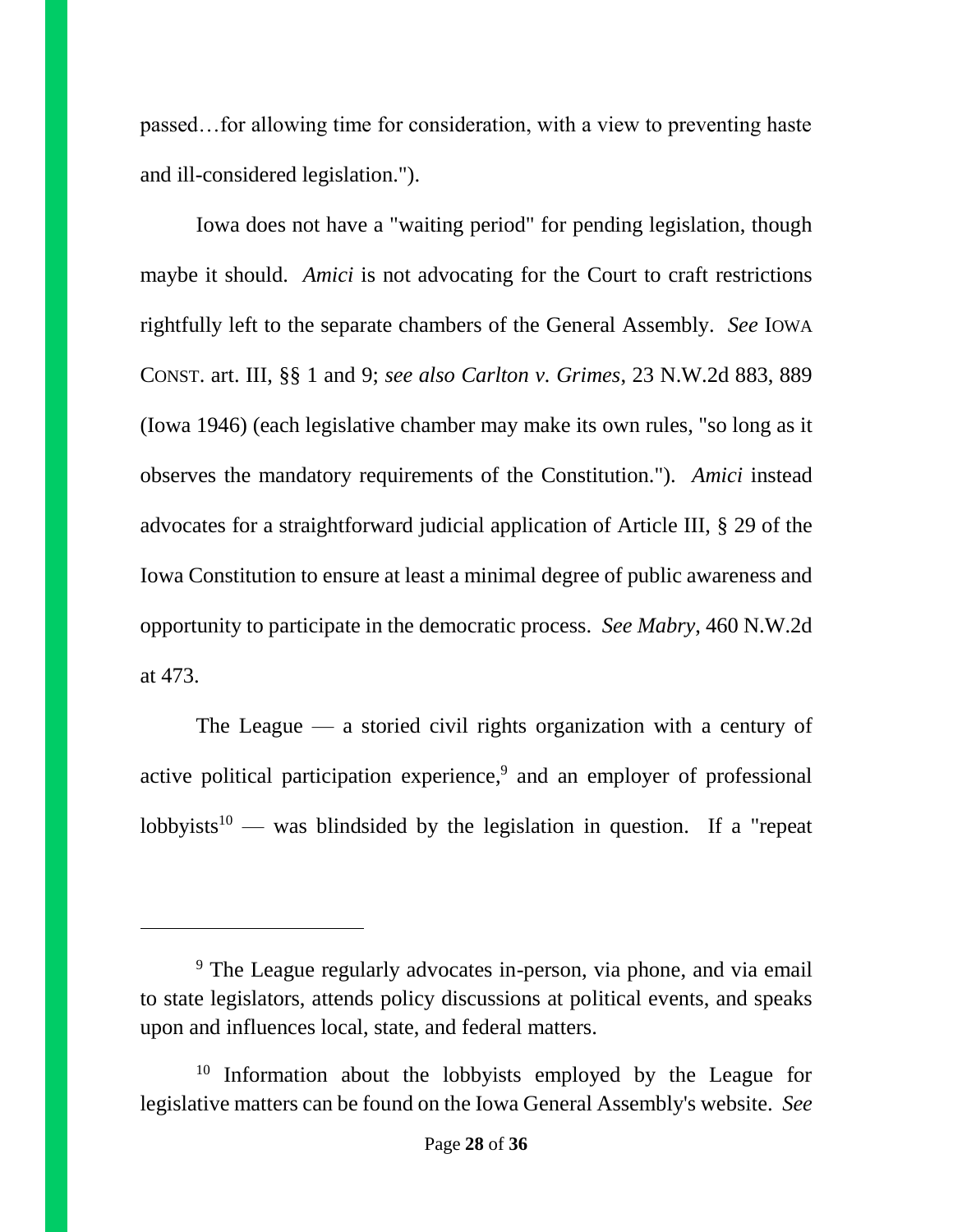passed…for allowing time for consideration, with a view to preventing haste and ill-considered legislation.").

Iowa does not have a "waiting period" for pending legislation, though maybe it should. *Amici* is not advocating for the Court to craft restrictions rightfully left to the separate chambers of the General Assembly. *See* IOWA CONST. art. III, §§ 1 and 9; *see also Carlton v. Grimes*, 23 N.W.2d 883, 889 (Iowa 1946) (each legislative chamber may make its own rules, "so long as it observes the mandatory requirements of the Constitution."). *Amici* instead advocates for a straightforward judicial application of Article III, § 29 of the Iowa Constitution to ensure at least a minimal degree of public awareness and opportunity to participate in the democratic process. *See Mabry*, 460 N.W.2d at 473.

The League — a storied civil rights organization with a century of active political participation experience,[9] and an employer of professional lobbyists[10] — was blindsided by the legislation in question. If a "repeat

---

[9] The League regularly advocates in-person, via phone, and via email to state legislators, attends policy discussions at political events, and speaks upon and influences local, state, and federal matters.

[10] Information about the lobbyists employed by the League for legislative matters can be found on the Iowa General Assembly's website. *See*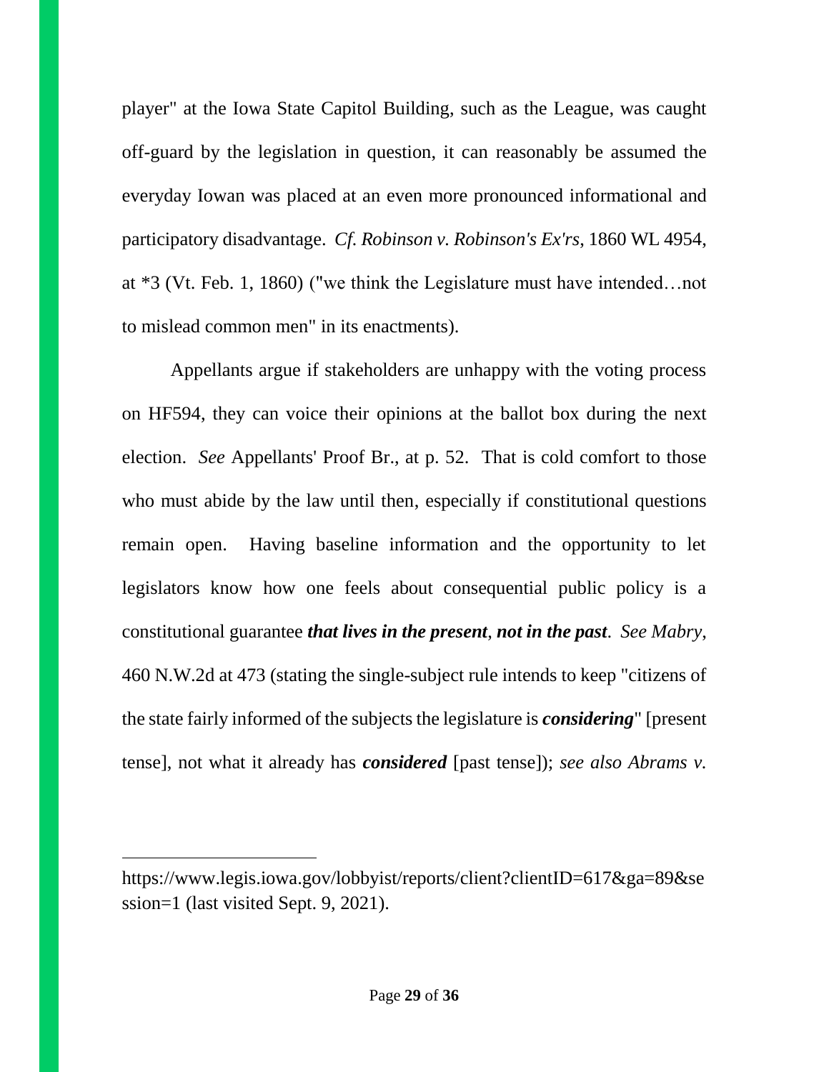player" at the Iowa State Capitol Building, such as the League, was caught off-guard by the legislation in question, it can reasonably be assumed the everyday Iowan was placed at an even more pronounced informational and participatory disadvantage. *Cf. Robinson v. Robinson's Ex'rs*, 1860 WL 4954, at *3 (Vt. Feb. 1, 1860) ("we think the Legislature must have intended…not to mislead common men" in its enactments).

Appellants argue if stakeholders are unhappy with the voting process on HF594, they can voice their opinions at the ballot box during the next election. *See* Appellants' Proof Br., at p. 52. That is cold comfort to those who must abide by the law until then, especially if constitutional questions remain open. Having baseline information and the opportunity to let legislators know how one feels about consequential public policy is a constitutional guarantee ***that lives in the present, not in the past***. *See Mabry*, 460 N.W.2d at 473 (stating the single-subject rule intends to keep "citizens of the state fairly informed of the subjects the legislature is ***considering***" [present tense], not what it already has ***considered*** [past tense]); *see also Abrams v.*

---

https://www.legis.iowa.gov/lobbyist/reports/client?clientID=617&ga=89&session=1 (last visited Sept. 9, 2021).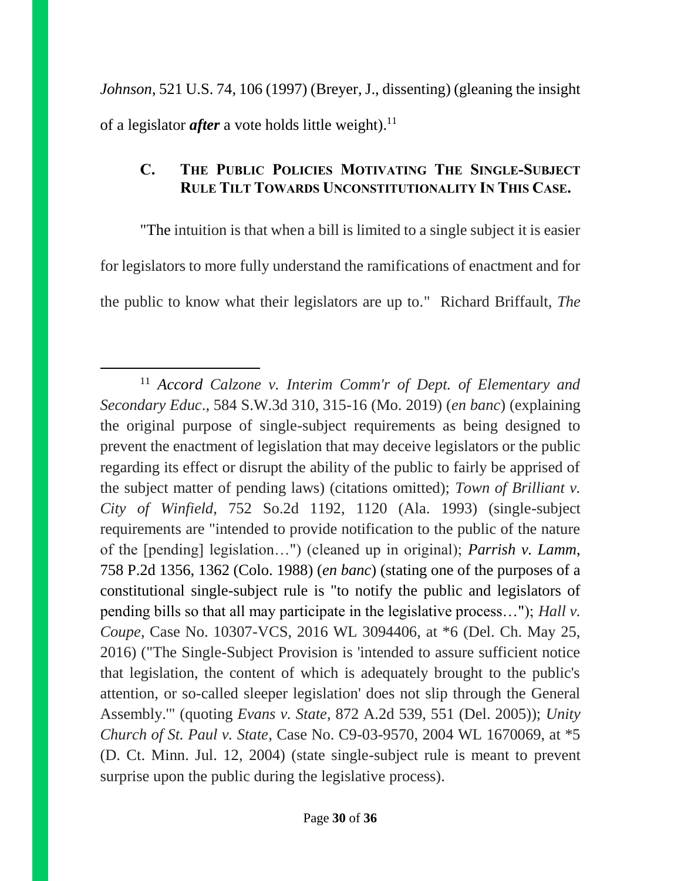*Johnson*, 521 U.S. 74, 106 (1997) (Breyer, J., dissenting) (gleaning the insight of a legislator ***after*** a vote holds little weight).[11]

### C. THE PUBLIC POLICIES MOTIVATING THE SINGLE-SUBJECT RULE TILT TOWARDS UNCONSTITUTIONALITY IN THIS CASE.

"The intuition is that when a bill is limited to a single subject it is easier for legislators to more fully understand the ramifications of enactment and for the public to know what their legislators are up to." Richard Briffault, *The*

---

[11] *Accord Calzone v. Interim Comm'r of Dept. of Elementary and Secondary Educ*., 584 S.W.3d 310, 315-16 (Mo. 2019) (*en banc*) (explaining the original purpose of single-subject requirements as being designed to prevent the enactment of legislation that may deceive legislators or the public regarding its effect or disrupt the ability of the public to fairly be apprised of the subject matter of pending laws) (citations omitted); *Town of Brilliant v. City of Winfield*, 752 So.2d 1192, 1120 (Ala. 1993) (single-subject requirements are "intended to provide notification to the public of the nature of the [pending] legislation…") (cleaned up in original); *Parrish v. Lamm*, 758 P.2d 1356, 1362 (Colo. 1988) (*en banc*) (stating one of the purposes of a constitutional single-subject rule is "to notify the public and legislators of pending bills so that all may participate in the legislative process…"); *Hall v. Coupe*, Case No. 10307-VCS, 2016 WL 3094406, at *6 (Del. Ch. May 25, 2016) ("The Single-Subject Provision is 'intended to assure sufficient notice that legislation, the content of which is adequately brought to the public's attention, or so-called sleeper legislation' does not slip through the General Assembly.'" (quoting *Evans v. State*, 872 A.2d 539, 551 (Del. 2005)); *Unity Church of St. Paul v. State*, Case No. C9-03-9570, 2004 WL 1670069, at *5 (D. Ct. Minn. Jul. 12, 2004) (state single-subject rule is meant to prevent surprise upon the public during the legislative process).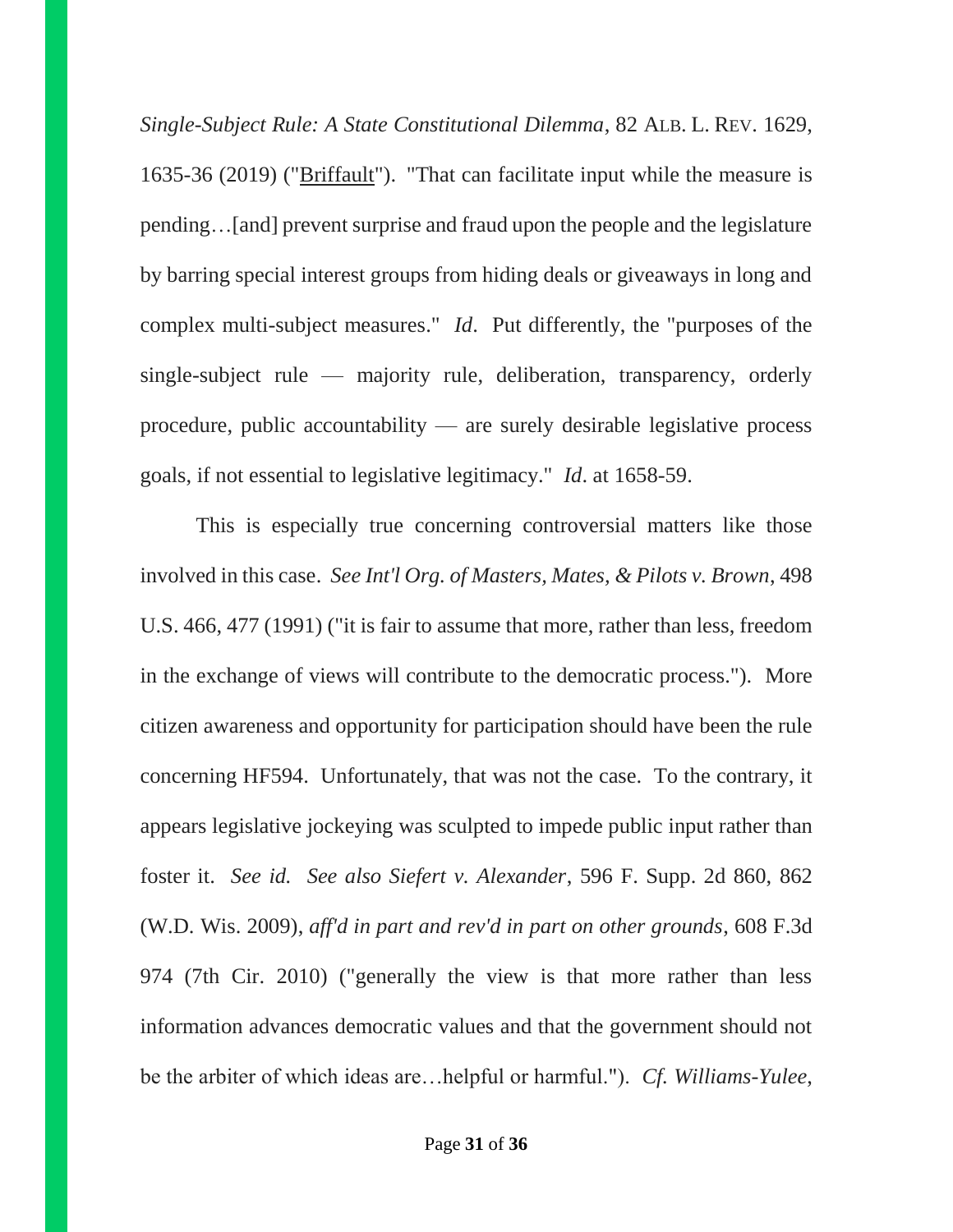*Single-Subject Rule: A State Constitutional Dilemma*, 82 ALB. L. REV. 1629, 1635-36 (2019) ("Briffault"). "That can facilitate input while the measure is pending…[and] prevent surprise and fraud upon the people and the legislature by barring special interest groups from hiding deals or giveaways in long and complex multi-subject measures." *Id*. Put differently, the "purposes of the single-subject rule — majority rule, deliberation, transparency, orderly procedure, public accountability — are surely desirable legislative process goals, if not essential to legislative legitimacy." *Id*. at 1658-59.

This is especially true concerning controversial matters like those involved in this case. *See Int'l Org. of Masters, Mates, & Pilots v. Brown*, 498 U.S. 466, 477 (1991) ("it is fair to assume that more, rather than less, freedom in the exchange of views will contribute to the democratic process."). More citizen awareness and opportunity for participation should have been the rule concerning HF594. Unfortunately, that was not the case. To the contrary, it appears legislative jockeying was sculpted to impede public input rather than foster it. *See id. See also Siefert v. Alexander*, 596 F. Supp. 2d 860, 862 (W.D. Wis. 2009), *aff'd in part and rev'd in part on other grounds*, 608 F.3d 974 (7th Cir. 2010) ("generally the view is that more rather than less information advances democratic values and that the government should not be the arbiter of which ideas are…helpful or harmful."). *Cf. Williams-Yulee*,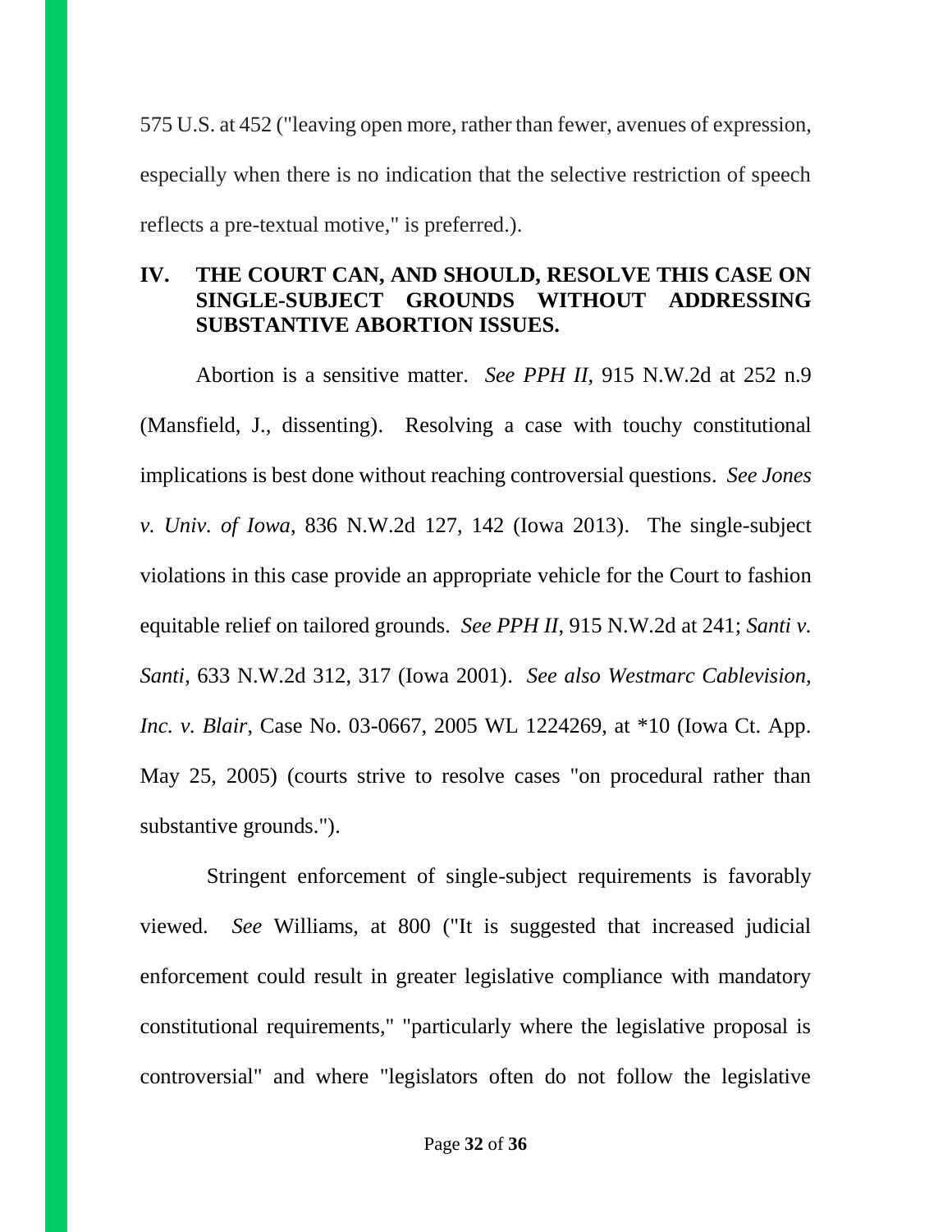575 U.S. at 452 ("leaving open more, rather than fewer, avenues of expression, especially when there is no indication that the selective restriction of speech reflects a pre-textual motive," is preferred.).

## IV. THE COURT CAN, AND SHOULD, RESOLVE THIS CASE ON SINGLE-SUBJECT GROUNDS WITHOUT ADDRESSING SUBSTANTIVE ABORTION ISSUES.

Abortion is a sensitive matter. *See PPH II*, 915 N.W.2d at 252 n.9 (Mansfield, J., dissenting). Resolving a case with touchy constitutional implications is best done without reaching controversial questions. *See Jones v. Univ. of Iowa*, 836 N.W.2d 127, 142 (Iowa 2013). The single-subject violations in this case provide an appropriate vehicle for the Court to fashion equitable relief on tailored grounds. *See PPH II*, 915 N.W.2d at 241; *Santi v. Santi*, 633 N.W.2d 312, 317 (Iowa 2001). *See also Westmarc Cablevision, Inc. v. Blair*, Case No. 03-0667, 2005 WL 1224269, at *10 (Iowa Ct. App. May 25, 2005) (courts strive to resolve cases "on procedural rather than substantive grounds.").

Stringent enforcement of single-subject requirements is favorably viewed. *See* Williams, at 800 ("It is suggested that increased judicial enforcement could result in greater legislative compliance with mandatory constitutional requirements," "particularly where the legislative proposal is controversial" and where "legislators often do not follow the legislative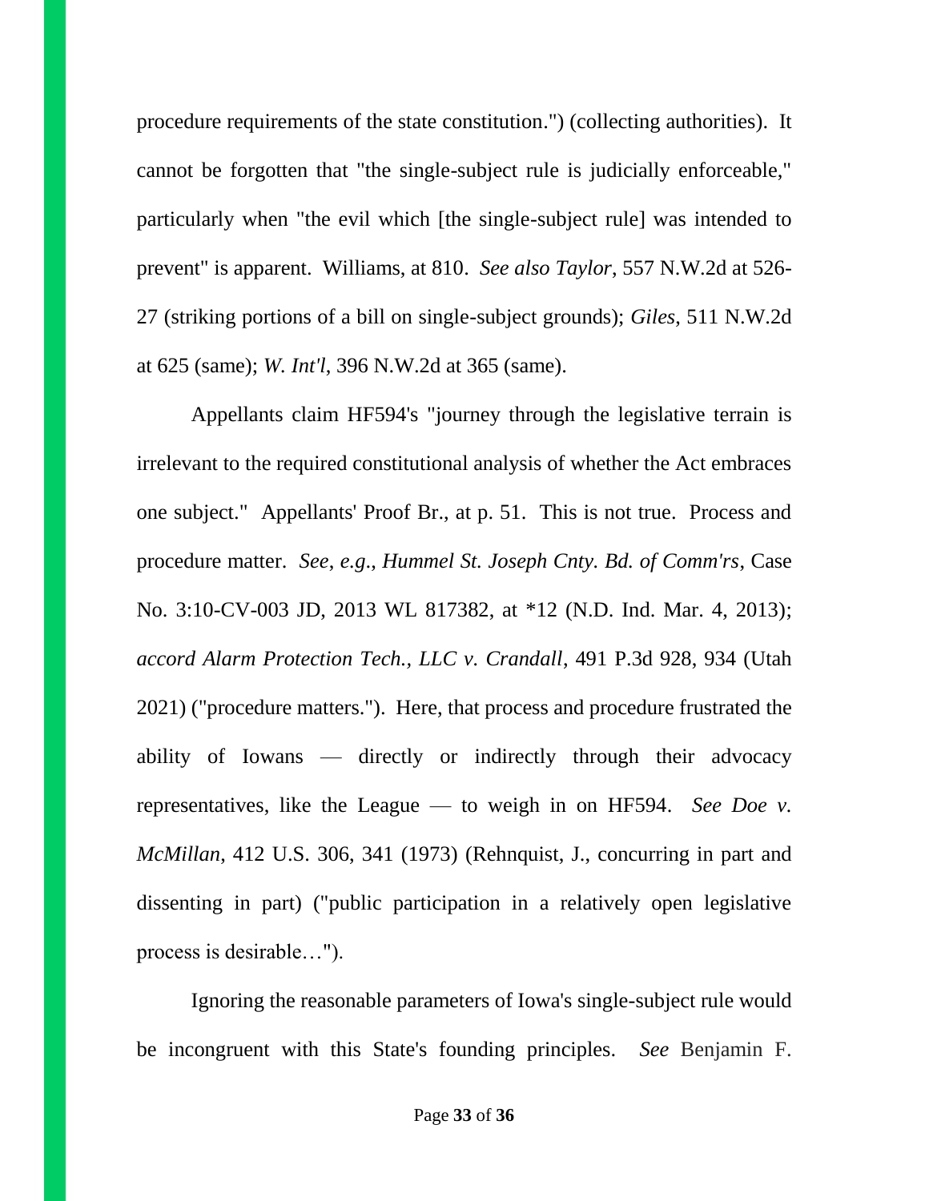procedure requirements of the state constitution.") (collecting authorities). It cannot be forgotten that "the single-subject rule is judicially enforceable," particularly when "the evil which [the single-subject rule] was intended to prevent" is apparent. Williams, at 810. *See also Taylor*, 557 N.W.2d at 526-27 (striking portions of a bill on single-subject grounds); *Giles*, 511 N.W.2d at 625 (same); *W. Int'l*, 396 N.W.2d at 365 (same).

Appellants claim HF594's "journey through the legislative terrain is irrelevant to the required constitutional analysis of whether the Act embraces one subject." Appellants' Proof Br., at p. 51. This is not true. Process and procedure matter. *See*, *e.g*., *Hummel St. Joseph Cnty. Bd. of Comm'rs*, Case No. 3:10-CV-003 JD, 2013 WL 817382, at *12 (N.D. Ind. Mar. 4, 2013); *accord Alarm Protection Tech., LLC v. Crandall*, 491 P.3d 928, 934 (Utah 2021) ("procedure matters."). Here, that process and procedure frustrated the ability of Iowans — directly or indirectly through their advocacy representatives, like the League — to weigh in on HF594. *See Doe v. McMillan*, 412 U.S. 306, 341 (1973) (Rehnquist, J., concurring in part and dissenting in part) ("public participation in a relatively open legislative process is desirable…").

Ignoring the reasonable parameters of Iowa's single-subject rule would be incongruent with this State's founding principles. *See* Benjamin F.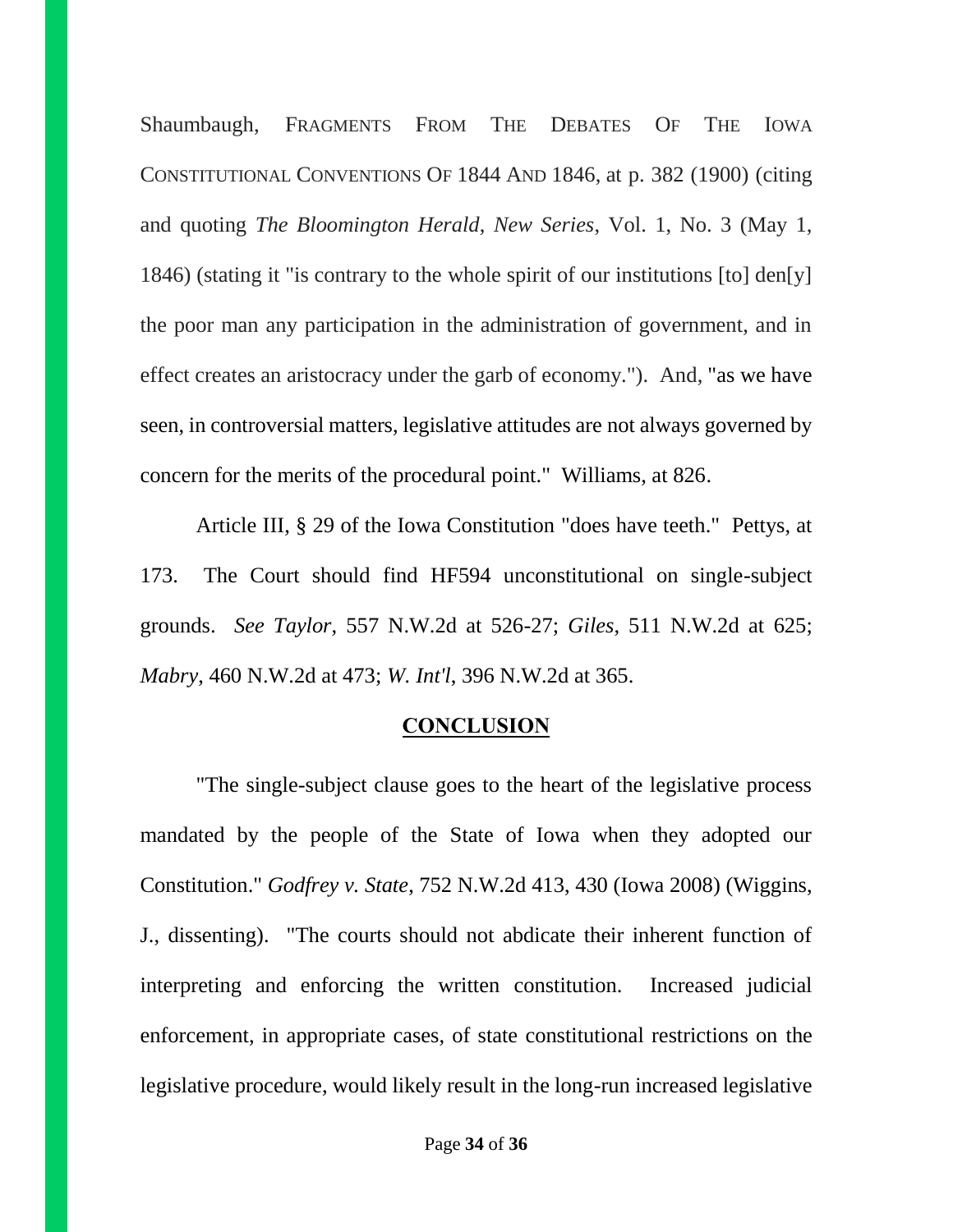Shaumbaugh, FRAGMENTS FROM THE DEBATES OF THE IOWA CONSTITUTIONAL CONVENTIONS OF 1844 AND 1846, at p. 382 (1900) (citing and quoting *The Bloomington Herald*, *New Series*, Vol. 1, No. 3 (May 1, 1846) (stating it "is contrary to the whole spirit of our institutions [to] den[y] the poor man any participation in the administration of government, and in effect creates an aristocracy under the garb of economy."). And, "as we have seen, in controversial matters, legislative attitudes are not always governed by concern for the merits of the procedural point." Williams, at 826.

Article III, § 29 of the Iowa Constitution "does have teeth." Pettys, at 173. The Court should find HF594 unconstitutional on single-subject grounds. *See Taylor*, 557 N.W.2d at 526-27; *Giles*, 511 N.W.2d at 625; *Mabry*, 460 N.W.2d at 473; *W. Int'l*, 396 N.W.2d at 365.

## CONCLUSION

"The single-subject clause goes to the heart of the legislative process mandated by the people of the State of Iowa when they adopted our Constitution." *Godfrey v. State*, 752 N.W.2d 413, 430 (Iowa 2008) (Wiggins, J., dissenting). "The courts should not abdicate their inherent function of interpreting and enforcing the written constitution. Increased judicial enforcement, in appropriate cases, of state constitutional restrictions on the legislative procedure, would likely result in the long-run increased legislative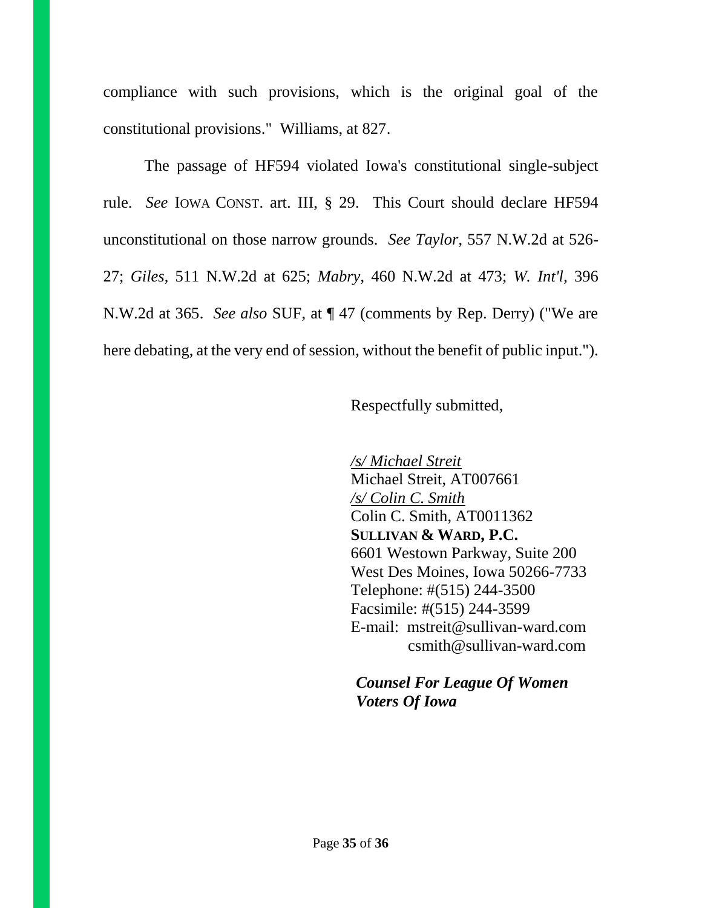compliance with such provisions, which is the original goal of the constitutional provisions." Williams, at 827.

The passage of HF594 violated Iowa's constitutional single-subject rule. *See* IOWA CONST. art. III, § 29. This Court should declare HF594 unconstitutional on those narrow grounds. *See Taylor*, 557 N.W.2d at 526-27; *Giles*, 511 N.W.2d at 625; *Mabry*, 460 N.W.2d at 473; *W. Int'l*, 396 N.W.2d at 365. *See also* SUF, at ¶ 47 (comments by Rep. Derry) ("We are here debating, at the very end of session, without the benefit of public input.").

Respectfully submitted,

/s/ Michael Streit
Michael Streit, AT007661
/s/ Colin C. Smith
Colin C. Smith, AT0011362
**SULLIVAN & WARD, P.C.**
6601 Westown Parkway, Suite 200
West Des Moines, Iowa 50266-7733
Telephone: #(515) 244-3500
Facsimile: #(515) 244-3599
E-mail: mstreit@sullivan-ward.com
csmith@sullivan-ward.com

***Counsel For League Of Women Voters Of Iowa***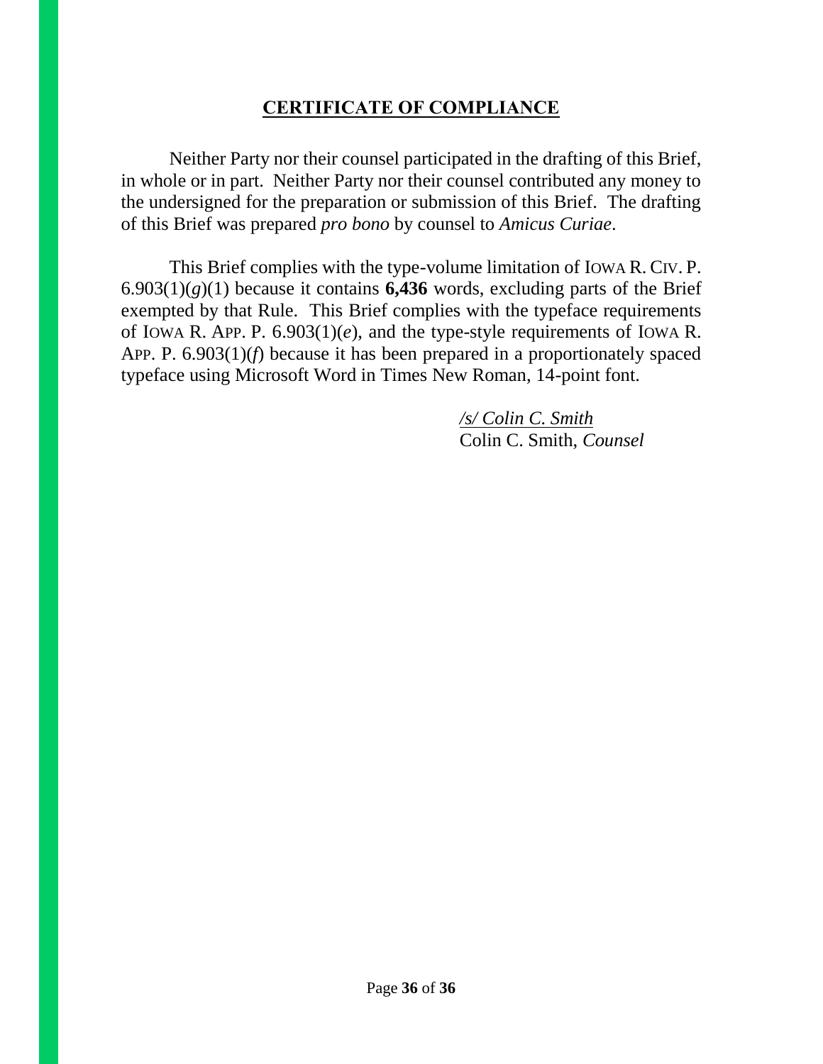## CERTIFICATE OF COMPLIANCE

Neither Party nor their counsel participated in the drafting of this Brief, in whole or in part. Neither Party nor their counsel contributed any money to the undersigned for the preparation or submission of this Brief. The drafting of this Brief was prepared *pro bono* by counsel to *Amicus Curiae*.

This Brief complies with the type-volume limitation of IOWA R. CIV. P. 6.903(1)(*g*)(1) because it contains **6,436** words, excluding parts of the Brief exempted by that Rule. This Brief complies with the typeface requirements of IOWA R. APP. P. 6.903(1)(*e*), and the type-style requirements of IOWA R. APP. P. 6.903(1)(*f*) because it has been prepared in a proportionately spaced typeface using Microsoft Word in Times New Roman, 14-point font.

*/s/ Colin C. Smith*
Colin C. Smith, *Counsel*